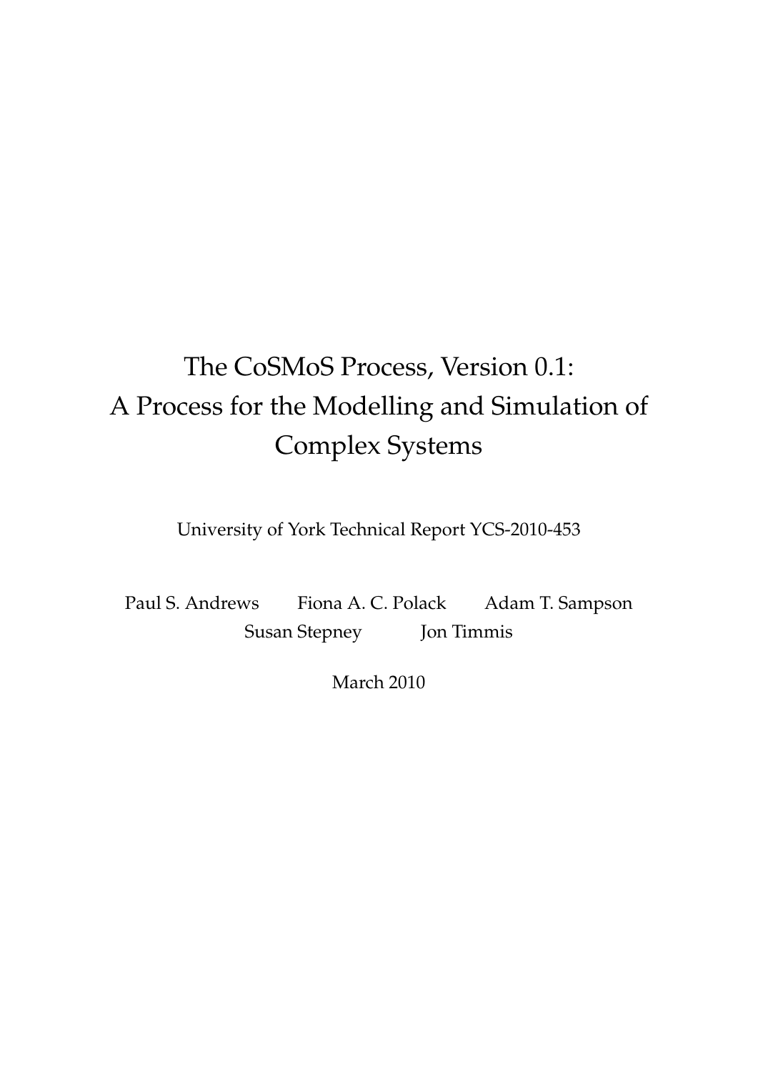# The CoSMoS Process, Version 0.1: A Process for the Modelling and Simulation of Complex Systems

University of York Technical Report YCS-2010-453

Paul S. Andrews    Fiona A. C. Polack    Adam T. Sampson
Susan Stepney    Jon Timmis

March 2010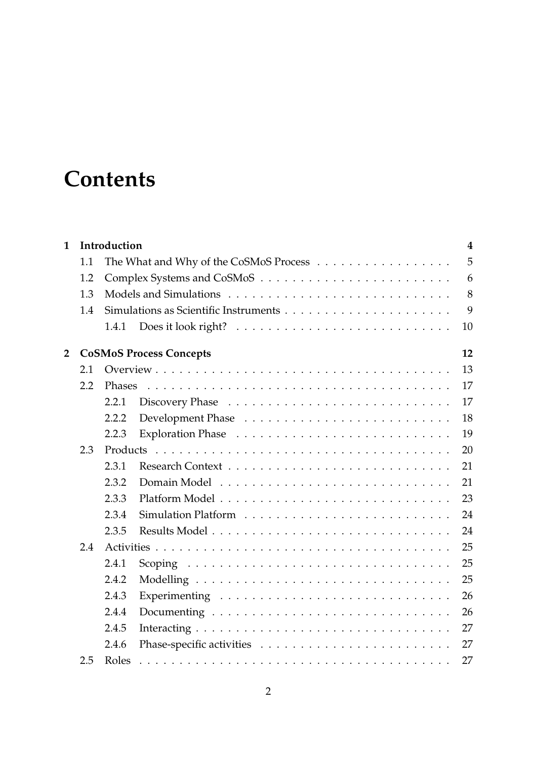# Contents

| | | | |
|---|---|---|---|
| **1** | **Introduction** | | **4** |
| | 1.1 | The What and Why of the CoSMoS Process | 5 |
| | 1.2 | Complex Systems and CoSMoS | 6 |
| | 1.3 | Models and Simulations | 8 |
| | 1.4 | Simulations as Scientific Instruments | 9 |
| | | 1.4.1 Does it look right? | 10 |
| **2** | **CoSMoS Process Concepts** | | **12** |
| | 2.1 | Overview | 13 |
| | 2.2 | Phases | 17 |
| | | 2.2.1 Discovery Phase | 17 |
| | | 2.2.2 Development Phase | 18 |
| | | 2.2.3 Exploration Phase | 19 |
| | 2.3 | Products | 20 |
| | | 2.3.1 Research Context | 21 |
| | | 2.3.2 Domain Model | 21 |
| | | 2.3.3 Platform Model | 23 |
| | | 2.3.4 Simulation Platform | 24 |
| | | 2.3.5 Results Model | 24 |
| | 2.4 | Activities | 25 |
| | | 2.4.1 Scoping | 25 |
| | | 2.4.2 Modelling | 25 |
| | | 2.4.3 Experimenting | 26 |
| | | 2.4.4 Documenting | 26 |
| | | 2.4.5 Interacting | 27 |
| | | 2.4.6 Phase-specific activities | 27 |
| | 2.5 | Roles | 27 |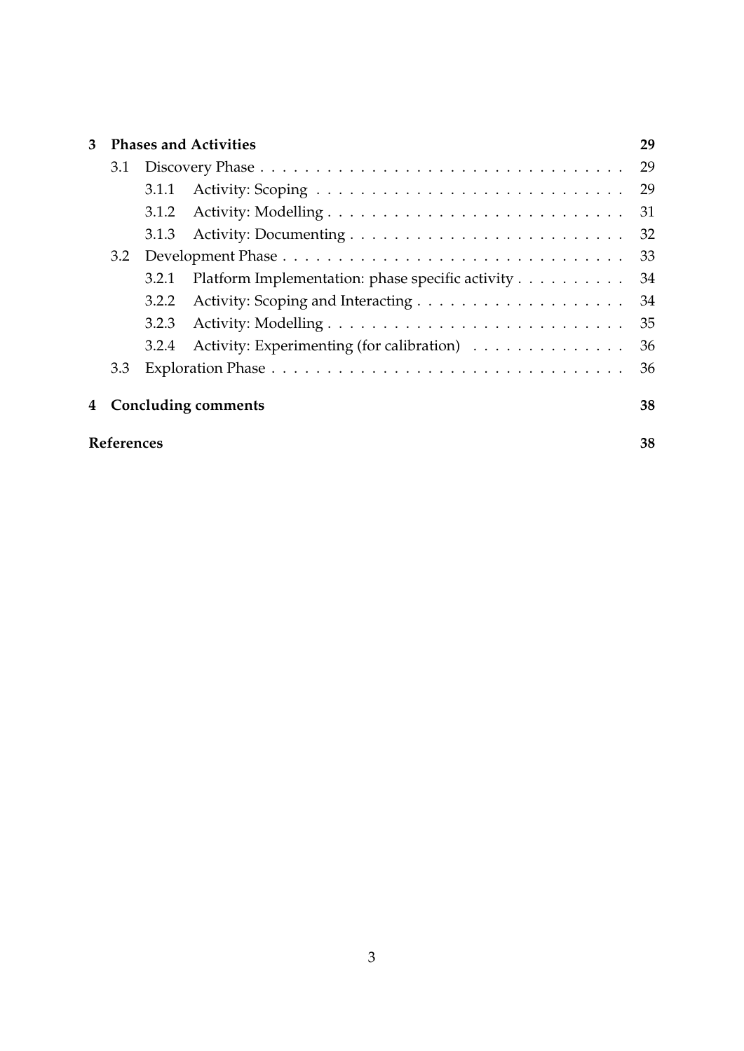| | | | |
|---|---|---|---|
| **3** | **Phases and Activities** | | **29** |
| | 3.1 | Discovery Phase | 29 |
| | | 3.1.1 Activity: Scoping | 29 |
| | | 3.1.2 Activity: Modelling | 31 |
| | | 3.1.3 Activity: Documenting | 32 |
| | 3.2 | Development Phase | 33 |
| | | 3.2.1 Platform Implementation: phase specific activity | 34 |
| | | 3.2.2 Activity: Scoping and Interacting | 34 |
| | | 3.2.3 Activity: Modelling | 35 |
| | | 3.2.4 Activity: Experimenting (for calibration) | 36 |
| | 3.3 | Exploration Phase | 36 |
| **4** | **Concluding comments** | | **38** |
| **References** | | | **38** |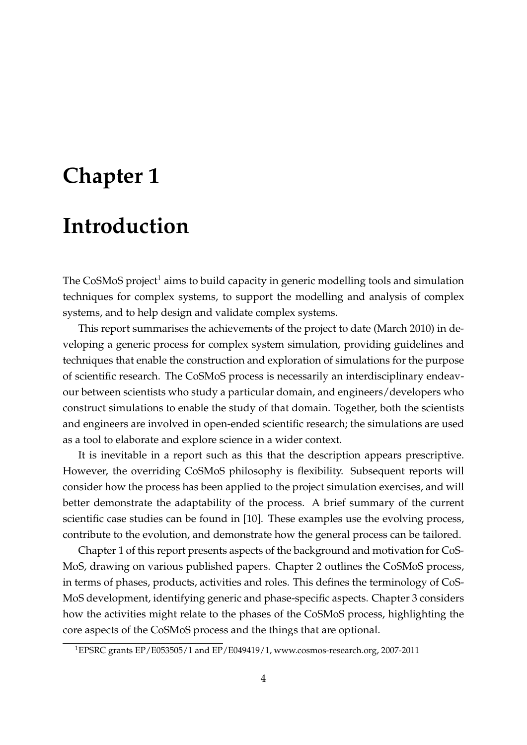# Chapter 1

# Introduction

The CoSMoS project[1] aims to build capacity in generic modelling tools and simulation techniques for complex systems, to support the modelling and analysis of complex systems, and to help design and validate complex systems.

This report summarises the achievements of the project to date (March 2010) in developing a generic process for complex system simulation, providing guidelines and techniques that enable the construction and exploration of simulations for the purpose of scientific research. The CoSMoS process is necessarily an interdisciplinary endeavour between scientists who study a particular domain, and engineers/developers who construct simulations to enable the study of that domain. Together, both the scientists and engineers are involved in open-ended scientific research; the simulations are used as a tool to elaborate and explore science in a wider context.

It is inevitable in a report such as this that the description appears prescriptive. However, the overriding CoSMoS philosophy is flexibility. Subsequent reports will consider how the process has been applied to the project simulation exercises, and will better demonstrate the adaptability of the process. A brief summary of the current scientific case studies can be found in [10]. These examples use the evolving process, contribute to the evolution, and demonstrate how the general process can be tailored.

Chapter 1 of this report presents aspects of the background and motivation for CoSMoS, drawing on various published papers. Chapter 2 outlines the CoSMoS process, in terms of phases, products, activities and roles. This defines the terminology of CoSMoS development, identifying generic and phase-specific aspects. Chapter 3 considers how the activities might relate to the phases of the CoSMoS process, highlighting the core aspects of the CoSMoS process and the things that are optional.

[1] EPSRC grants EP/E053505/1 and EP/E049419/1, www.cosmos-research.org, 2007-2011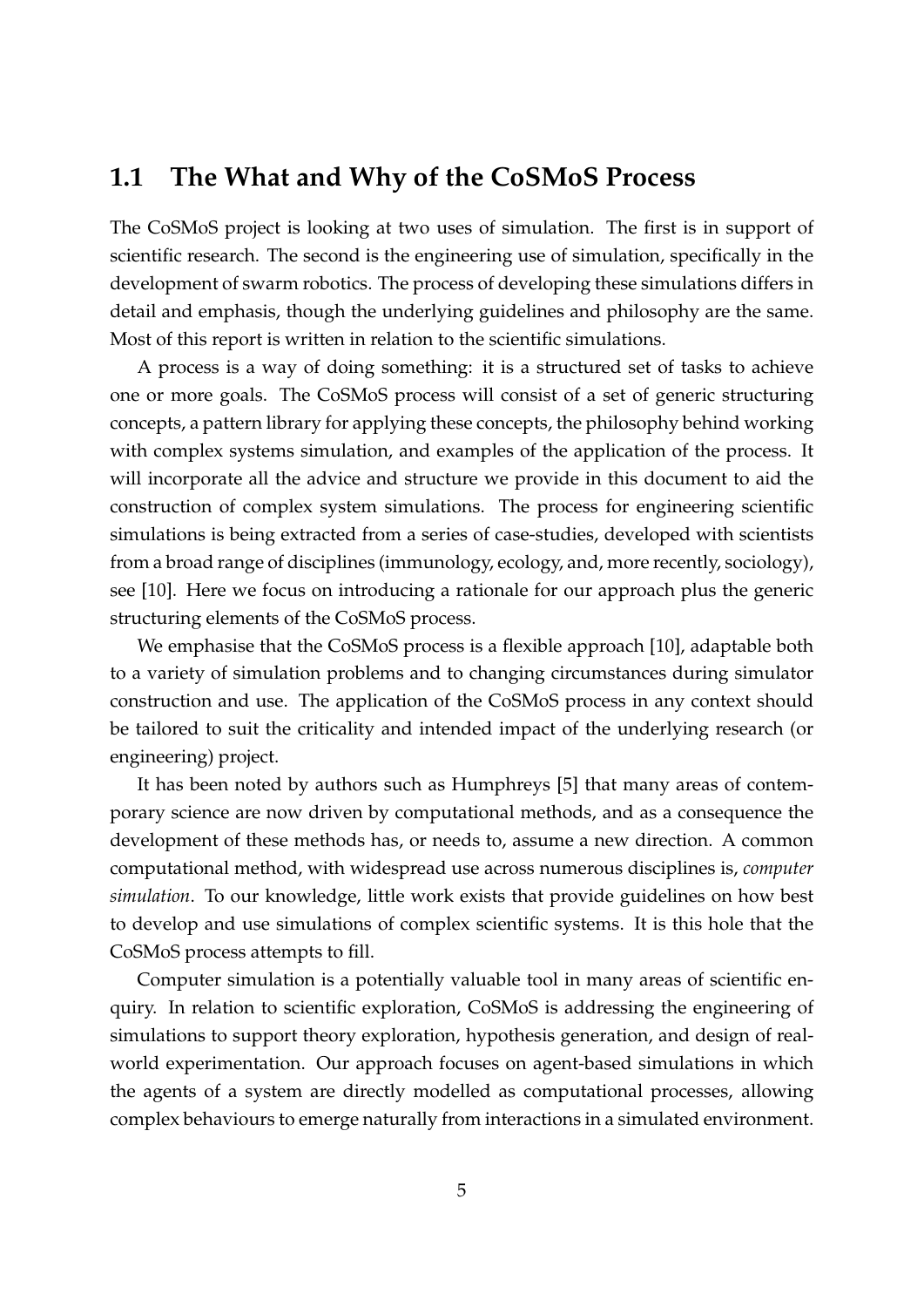## 1.1 The What and Why of the CoSMoS Process

The CoSMoS project is looking at two uses of simulation. The first is in support of scientific research. The second is the engineering use of simulation, specifically in the development of swarm robotics. The process of developing these simulations differs in detail and emphasis, though the underlying guidelines and philosophy are the same. Most of this report is written in relation to the scientific simulations.

A process is a way of doing something: it is a structured set of tasks to achieve one or more goals. The CoSMoS process will consist of a set of generic structuring concepts, a pattern library for applying these concepts, the philosophy behind working with complex systems simulation, and examples of the application of the process. It will incorporate all the advice and structure we provide in this document to aid the construction of complex system simulations. The process for engineering scientific simulations is being extracted from a series of case-studies, developed with scientists from a broad range of disciplines (immunology, ecology, and, more recently, sociology), see [10]. Here we focus on introducing a rationale for our approach plus the generic structuring elements of the CoSMoS process.

We emphasise that the CoSMoS process is a flexible approach [10], adaptable both to a variety of simulation problems and to changing circumstances during simulator construction and use. The application of the CoSMoS process in any context should be tailored to suit the criticality and intended impact of the underlying research (or engineering) project.

It has been noted by authors such as Humphreys [5] that many areas of contemporary science are now driven by computational methods, and as a consequence the development of these methods has, or needs to, assume a new direction. A common computational method, with widespread use across numerous disciplines is, *computer simulation*. To our knowledge, little work exists that provide guidelines on how best to develop and use simulations of complex scientific systems. It is this hole that the CoSMoS process attempts to fill.

Computer simulation is a potentially valuable tool in many areas of scientific enquiry. In relation to scientific exploration, CoSMoS is addressing the engineering of simulations to support theory exploration, hypothesis generation, and design of real-world experimentation. Our approach focuses on agent-based simulations in which the agents of a system are directly modelled as computational processes, allowing complex behaviours to emerge naturally from interactions in a simulated environment.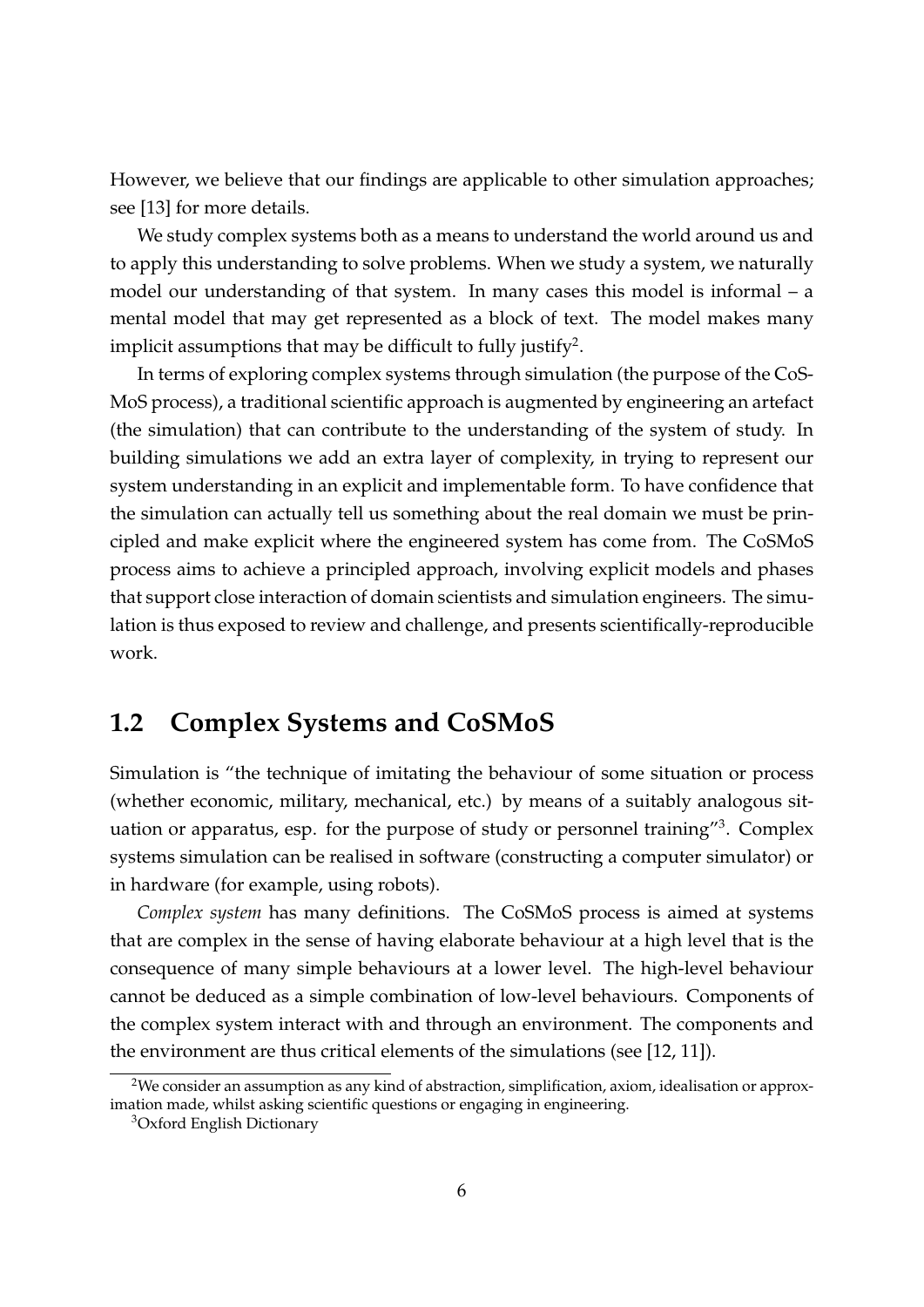However, we believe that our findings are applicable to other simulation approaches; see [13] for more details.

We study complex systems both as a means to understand the world around us and to apply this understanding to solve problems. When we study a system, we naturally model our understanding of that system. In many cases this model is informal – a mental model that may get represented as a block of text. The model makes many implicit assumptions that may be difficult to fully justify[2].

In terms of exploring complex systems through simulation (the purpose of the CoSMoS process), a traditional scientific approach is augmented by engineering an artefact (the simulation) that can contribute to the understanding of the system of study. In building simulations we add an extra layer of complexity, in trying to represent our system understanding in an explicit and implementable form. To have confidence that the simulation can actually tell us something about the real domain we must be principled and make explicit where the engineered system has come from. The CoSMoS process aims to achieve a principled approach, involving explicit models and phases that support close interaction of domain scientists and simulation engineers. The simulation is thus exposed to review and challenge, and presents scientifically-reproducible work.

## 1.2 Complex Systems and CoSMoS

Simulation is "the technique of imitating the behaviour of some situation or process (whether economic, military, mechanical, etc.) by means of a suitably analogous situation or apparatus, esp. for the purpose of study or personnel training"[3]. Complex systems simulation can be realised in software (constructing a computer simulator) or in hardware (for example, using robots).

*Complex system* has many definitions. The CoSMoS process is aimed at systems that are complex in the sense of having elaborate behaviour at a high level that is the consequence of many simple behaviours at a lower level. The high-level behaviour cannot be deduced as a simple combination of low-level behaviours. Components of the complex system interact with and through an environment. The components and the environment are thus critical elements of the simulations (see [12, 11]).

---

[2] We consider an assumption as any kind of abstraction, simplification, axiom, idealisation or approximation made, whilst asking scientific questions or engaging in engineering.

[3] Oxford English Dictionary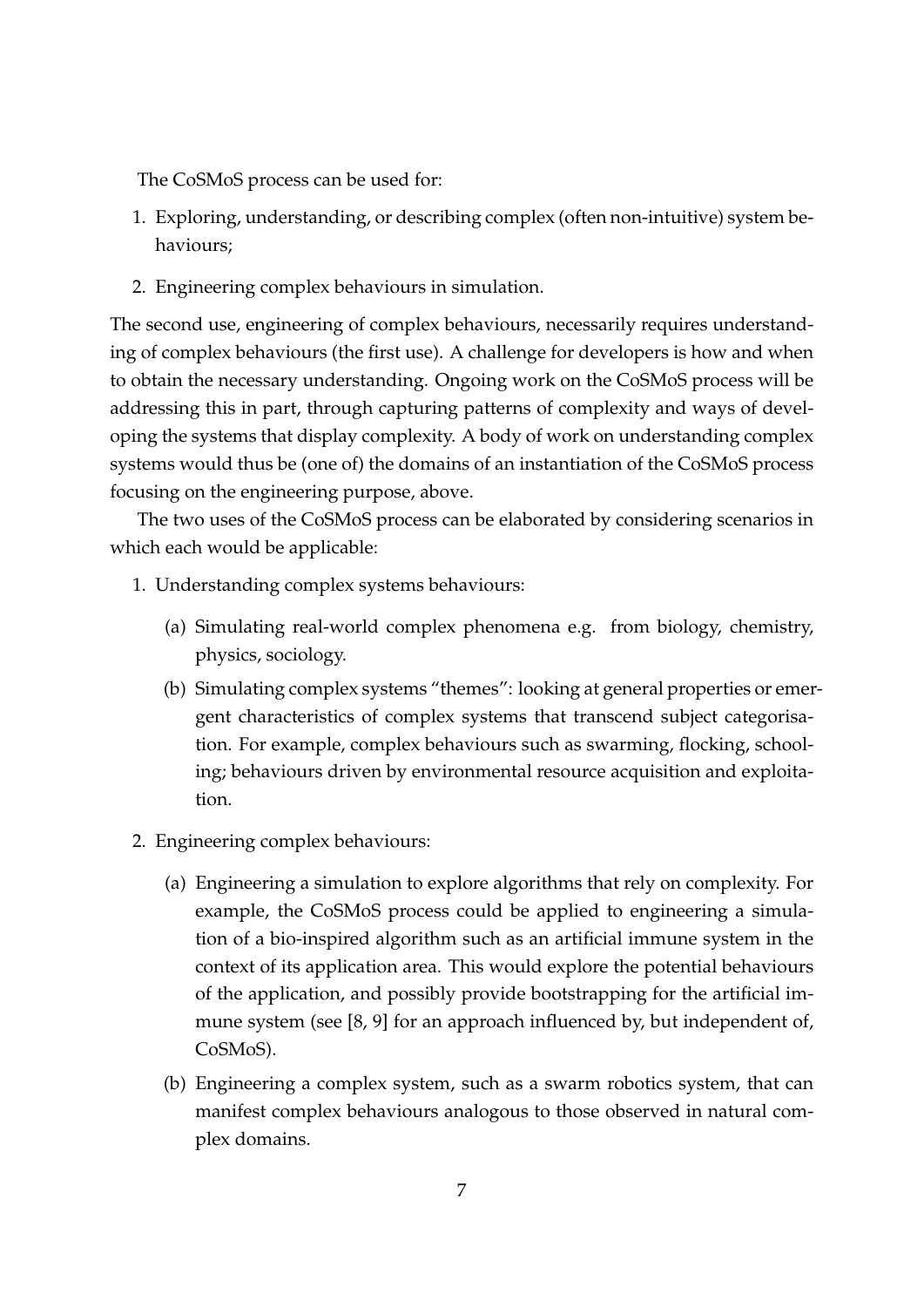The CoSMoS process can be used for:

1. Exploring, understanding, or describing complex (often non-intuitive) system behaviours;
2. Engineering complex behaviours in simulation.

The second use, engineering of complex behaviours, necessarily requires understanding of complex behaviours (the first use). A challenge for developers is how and when to obtain the necessary understanding. Ongoing work on the CoSMoS process will be addressing this in part, through capturing patterns of complexity and ways of developing the systems that display complexity. A body of work on understanding complex systems would thus be (one of) the domains of an instantiation of the CoSMoS process focusing on the engineering purpose, above.

The two uses of the CoSMoS process can be elaborated by considering scenarios in which each would be applicable:

1. Understanding complex systems behaviours:
   (a) Simulating real-world complex phenomena e.g. from biology, chemistry, physics, sociology.
   (b) Simulating complex systems "themes": looking at general properties or emergent characteristics of complex systems that transcend subject categorisation. For example, complex behaviours such as swarming, flocking, schooling; behaviours driven by environmental resource acquisition and exploitation.
2. Engineering complex behaviours:
   (a) Engineering a simulation to explore algorithms that rely on complexity. For example, the CoSMoS process could be applied to engineering a simulation of a bio-inspired algorithm such as an artificial immune system in the context of its application area. This would explore the potential behaviours of the application, and possibly provide bootstrapping for the artificial immune system (see [8, 9] for an approach influenced by, but independent of, CoSMoS).
   (b) Engineering a complex system, such as a swarm robotics system, that can manifest complex behaviours analogous to those observed in natural complex domains.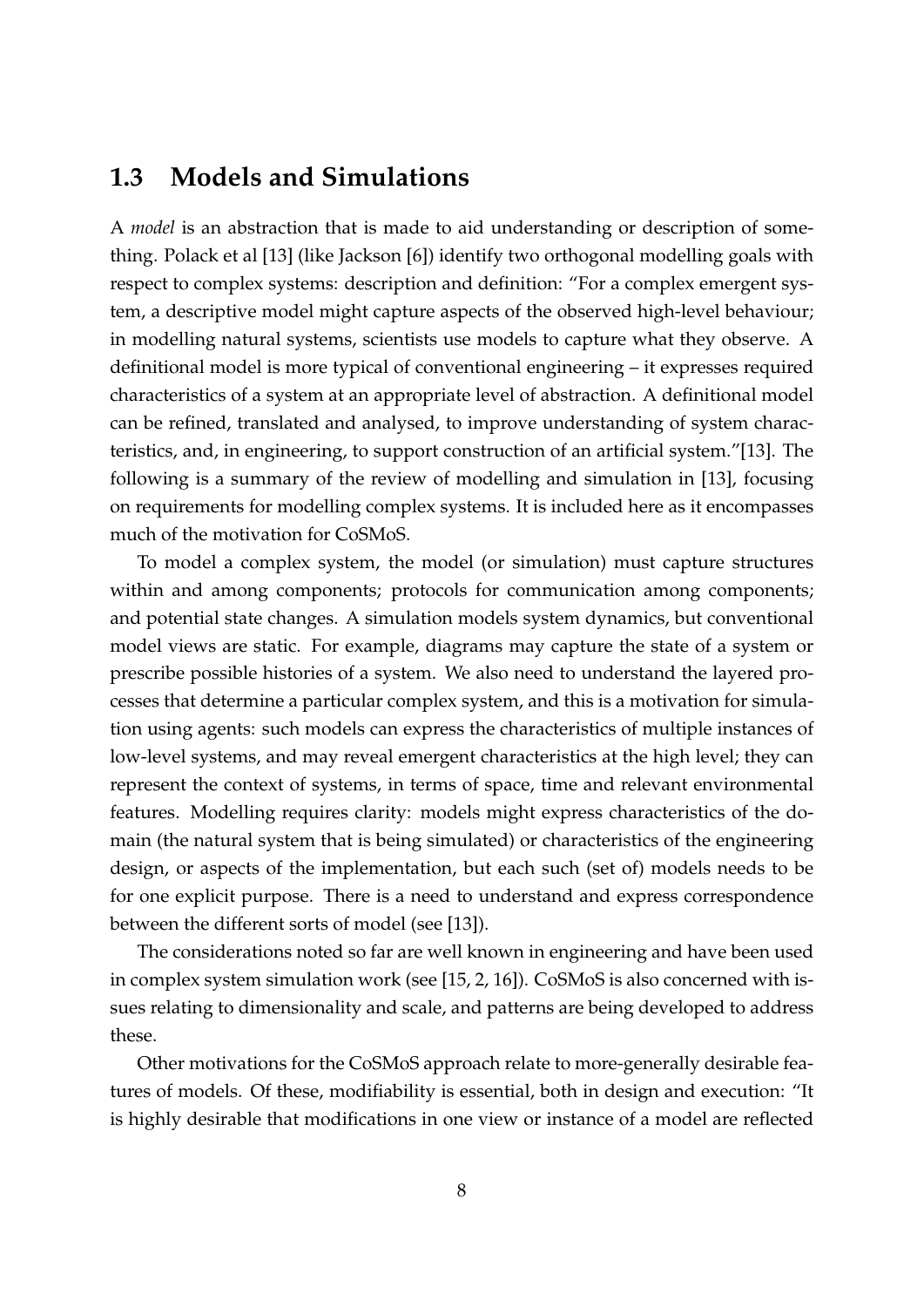## 1.3 Models and Simulations

A *model* is an abstraction that is made to aid understanding or description of something. Polack et al [13] (like Jackson [6]) identify two orthogonal modelling goals with respect to complex systems: description and definition: "For a complex emergent system, a descriptive model might capture aspects of the observed high-level behaviour; in modelling natural systems, scientists use models to capture what they observe. A definitional model is more typical of conventional engineering – it expresses required characteristics of a system at an appropriate level of abstraction. A definitional model can be refined, translated and analysed, to improve understanding of system characteristics, and, in engineering, to support construction of an artificial system."[13]. The following is a summary of the review of modelling and simulation in [13], focusing on requirements for modelling complex systems. It is included here as it encompasses much of the motivation for CoSMoS.

To model a complex system, the model (or simulation) must capture structures within and among components; protocols for communication among components; and potential state changes. A simulation models system dynamics, but conventional model views are static. For example, diagrams may capture the state of a system or prescribe possible histories of a system. We also need to understand the layered processes that determine a particular complex system, and this is a motivation for simulation using agents: such models can express the characteristics of multiple instances of low-level systems, and may reveal emergent characteristics at the high level; they can represent the context of systems, in terms of space, time and relevant environmental features. Modelling requires clarity: models might express characteristics of the domain (the natural system that is being simulated) or characteristics of the engineering design, or aspects of the implementation, but each such (set of) models needs to be for one explicit purpose. There is a need to understand and express correspondence between the different sorts of model (see [13]).

The considerations noted so far are well known in engineering and have been used in complex system simulation work (see [15, 2, 16]). CoSMoS is also concerned with issues relating to dimensionality and scale, and patterns are being developed to address these.

Other motivations for the CoSMoS approach relate to more-generally desirable features of models. Of these, modifiability is essential, both in design and execution: "It is highly desirable that modifications in one view or instance of a model are reflected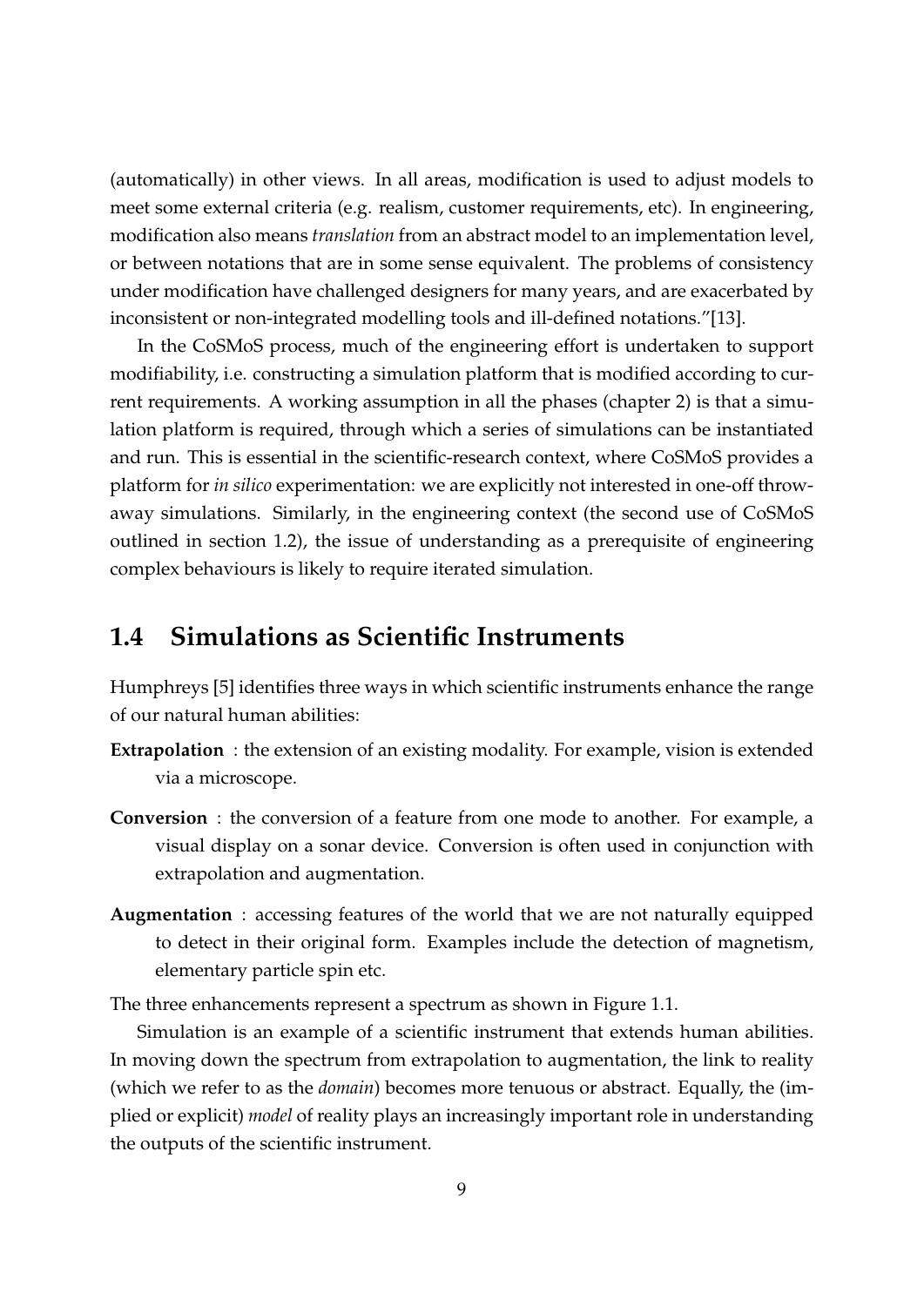(automatically) in other views. In all areas, modification is used to adjust models to meet some external criteria (e.g. realism, customer requirements, etc). In engineering, modification also means *translation* from an abstract model to an implementation level, or between notations that are in some sense equivalent. The problems of consistency under modification have challenged designers for many years, and are exacerbated by inconsistent or non-integrated modelling tools and ill-defined notations."[13].

In the CoSMoS process, much of the engineering effort is undertaken to support modifiability, i.e. constructing a simulation platform that is modified according to current requirements. A working assumption in all the phases (chapter 2) is that a simulation platform is required, through which a series of simulations can be instantiated and run. This is essential in the scientific-research context, where CoSMoS provides a platform for *in silico* experimentation: we are explicitly not interested in one-off throw-away simulations. Similarly, in the engineering context (the second use of CoSMoS outlined in section 1.2), the issue of understanding as a prerequisite of engineering complex behaviours is likely to require iterated simulation.

## 1.4 Simulations as Scientific Instruments

Humphreys [5] identifies three ways in which scientific instruments enhance the range of our natural human abilities:

**Extrapolation** : the extension of an existing modality. For example, vision is extended via a microscope.

**Conversion** : the conversion of a feature from one mode to another. For example, a visual display on a sonar device. Conversion is often used in conjunction with extrapolation and augmentation.

**Augmentation** : accessing features of the world that we are not naturally equipped to detect in their original form. Examples include the detection of magnetism, elementary particle spin etc.

The three enhancements represent a spectrum as shown in Figure 1.1.

Simulation is an example of a scientific instrument that extends human abilities. In moving down the spectrum from extrapolation to augmentation, the link to reality (which we refer to as the *domain*) becomes more tenuous or abstract. Equally, the (implied or explicit) *model* of reality plays an increasingly important role in understanding the outputs of the scientific instrument.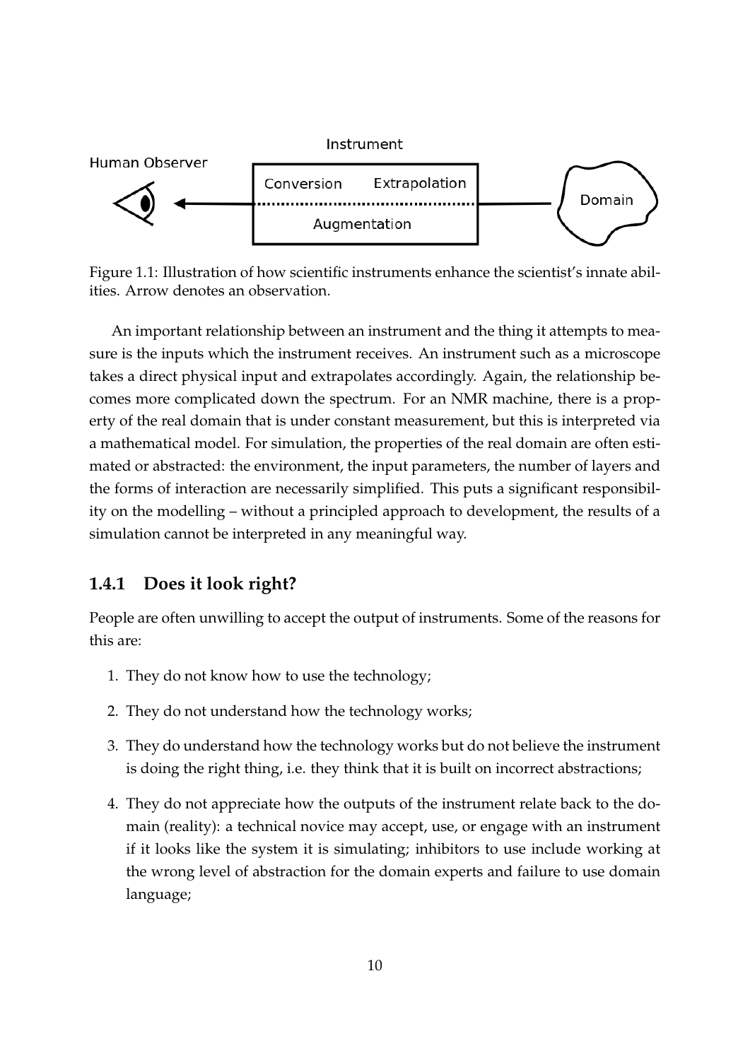Figure 1.1: Illustration of how scientific instruments enhance the scientist's innate abilities. Arrow denotes an observation.

An important relationship between an instrument and the thing it attempts to measure is the inputs which the instrument receives. An instrument such as a microscope takes a direct physical input and extrapolates accordingly. Again, the relationship becomes more complicated down the spectrum. For an NMR machine, there is a property of the real domain that is under constant measurement, but this is interpreted via a mathematical model. For simulation, the properties of the real domain are often estimated or abstracted: the environment, the input parameters, the number of layers and the forms of interaction are necessarily simplified. This puts a significant responsibility on the modelling – without a principled approach to development, the results of a simulation cannot be interpreted in any meaningful way.

### 1.4.1 Does it look right?

People are often unwilling to accept the output of instruments. Some of the reasons for this are:

1. They do not know how to use the technology;

2. They do not understand how the technology works;

3. They do understand how the technology works but do not believe the instrument is doing the right thing, i.e. they think that it is built on incorrect abstractions;

4. They do not appreciate how the outputs of the instrument relate back to the domain (reality): a technical novice may accept, use, or engage with an instrument if it looks like the system it is simulating; inhibitors to use include working at the wrong level of abstraction for the domain experts and failure to use domain language;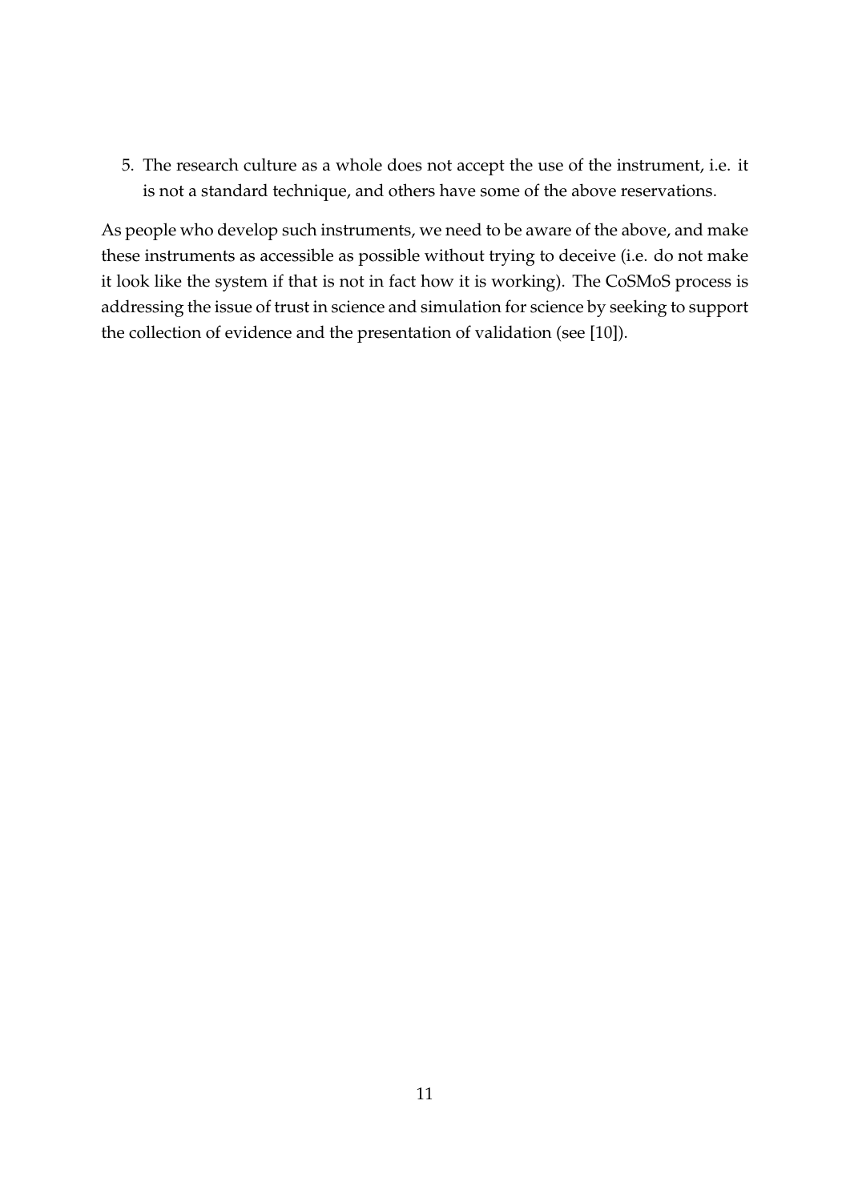5. The research culture as a whole does not accept the use of the instrument, i.e. it is not a standard technique, and others have some of the above reservations.

As people who develop such instruments, we need to be aware of the above, and make these instruments as accessible as possible without trying to deceive (i.e. do not make it look like the system if that is not in fact how it is working). The CoSMoS process is addressing the issue of trust in science and simulation for science by seeking to support the collection of evidence and the presentation of validation (see [10]).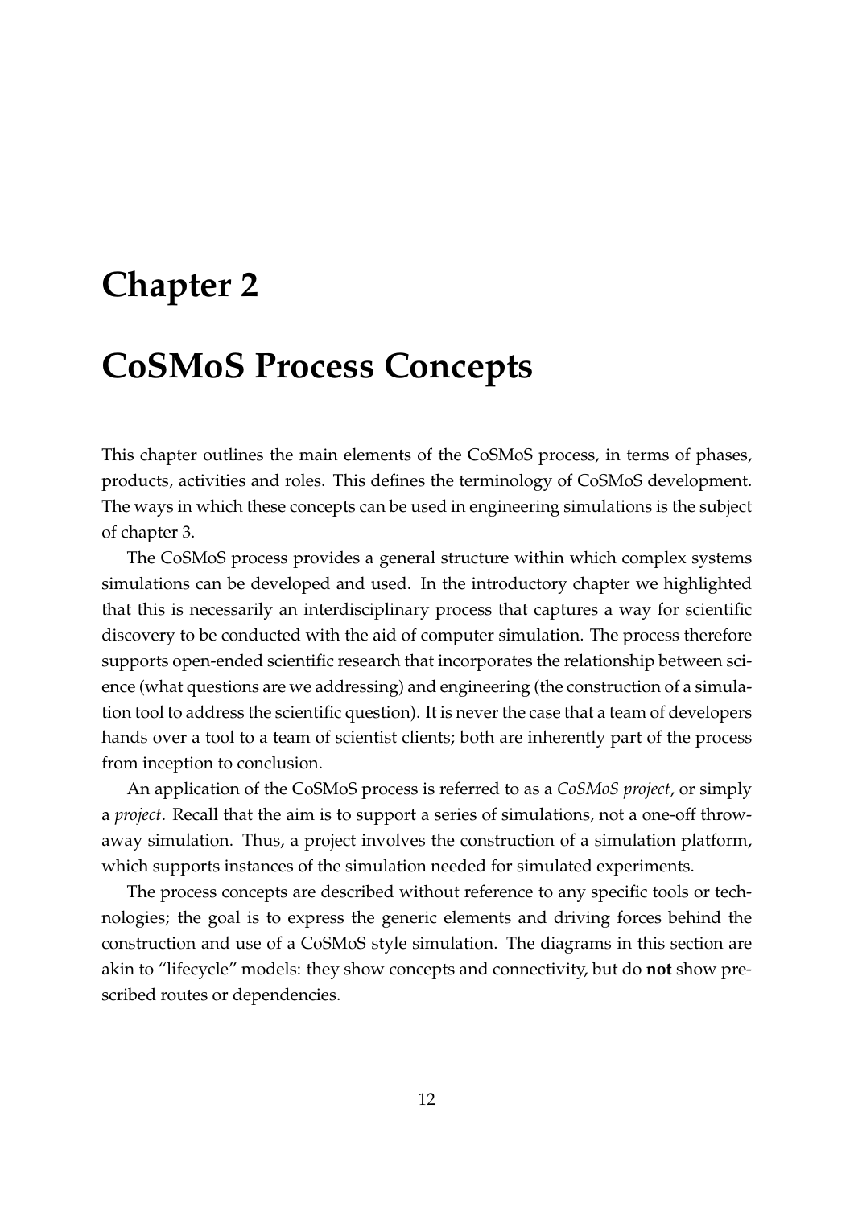# Chapter 2

# CoSMoS Process Concepts

This chapter outlines the main elements of the CoSMoS process, in terms of phases, products, activities and roles. This defines the terminology of CoSMoS development. The ways in which these concepts can be used in engineering simulations is the subject of chapter 3.

The CoSMoS process provides a general structure within which complex systems simulations can be developed and used. In the introductory chapter we highlighted that this is necessarily an interdisciplinary process that captures a way for scientific discovery to be conducted with the aid of computer simulation. The process therefore supports open-ended scientific research that incorporates the relationship between science (what questions are we addressing) and engineering (the construction of a simulation tool to address the scientific question). It is never the case that a team of developers hands over a tool to a team of scientist clients; both are inherently part of the process from inception to conclusion.

An application of the CoSMoS process is referred to as a *CoSMoS project*, or simply a *project*. Recall that the aim is to support a series of simulations, not a one-off throwaway simulation. Thus, a project involves the construction of a simulation platform, which supports instances of the simulation needed for simulated experiments.

The process concepts are described without reference to any specific tools or technologies; the goal is to express the generic elements and driving forces behind the construction and use of a CoSMoS style simulation. The diagrams in this section are akin to "lifecycle" models: they show concepts and connectivity, but do **not** show prescribed routes or dependencies.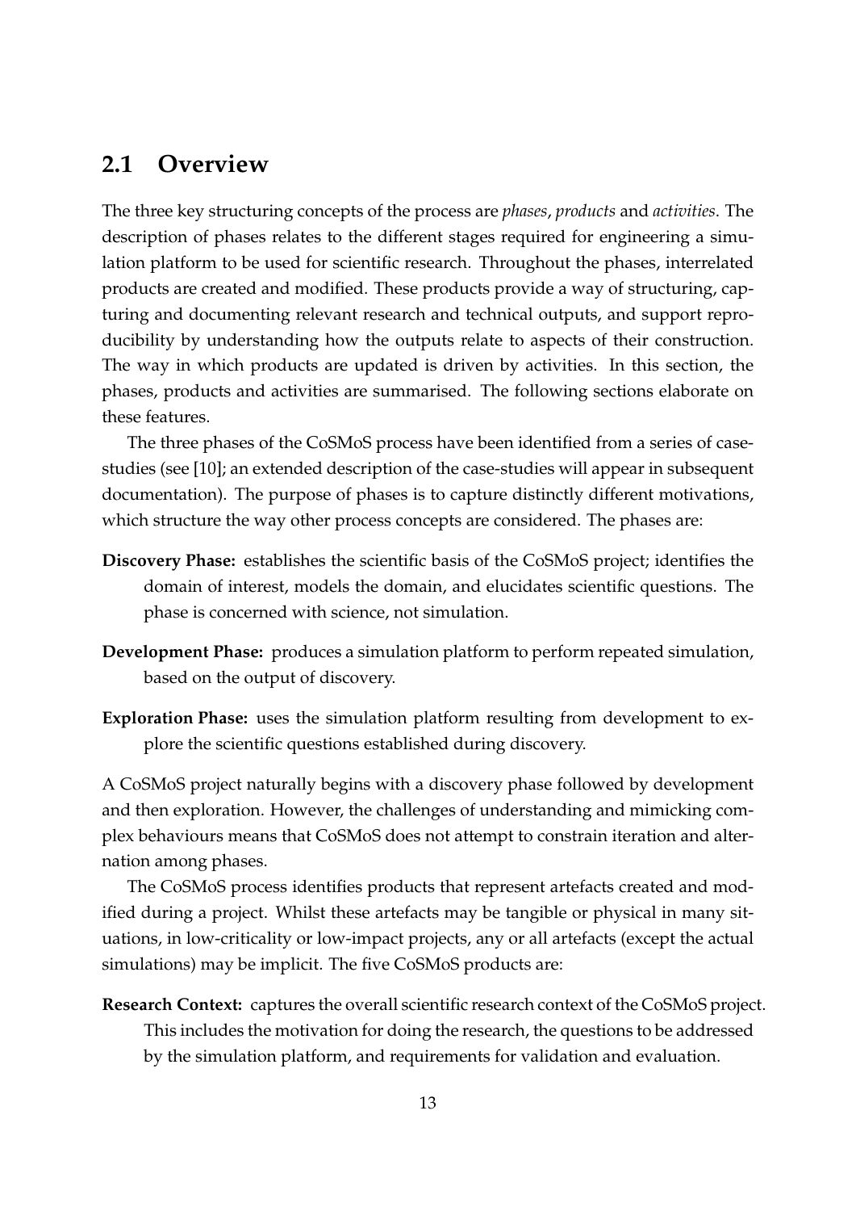## 2.1 Overview

The three key structuring concepts of the process are *phases*, *products* and *activities*. The description of phases relates to the different stages required for engineering a simulation platform to be used for scientific research. Throughout the phases, interrelated products are created and modified. These products provide a way of structuring, capturing and documenting relevant research and technical outputs, and support reproducibility by understanding how the outputs relate to aspects of their construction. The way in which products are updated is driven by activities. In this section, the phases, products and activities are summarised. The following sections elaborate on these features.

The three phases of the CoSMoS process have been identified from a series of case-studies (see [10]; an extended description of the case-studies will appear in subsequent documentation). The purpose of phases is to capture distinctly different motivations, which structure the way other process concepts are considered. The phases are:

**Discovery Phase:** establishes the scientific basis of the CoSMoS project; identifies the domain of interest, models the domain, and elucidates scientific questions. The phase is concerned with science, not simulation.

**Development Phase:** produces a simulation platform to perform repeated simulation, based on the output of discovery.

**Exploration Phase:** uses the simulation platform resulting from development to explore the scientific questions established during discovery.

A CoSMoS project naturally begins with a discovery phase followed by development and then exploration. However, the challenges of understanding and mimicking complex behaviours means that CoSMoS does not attempt to constrain iteration and alternation among phases.

The CoSMoS process identifies products that represent artefacts created and modified during a project. Whilst these artefacts may be tangible or physical in many situations, in low-criticality or low-impact projects, any or all artefacts (except the actual simulations) may be implicit. The five CoSMoS products are:

**Research Context:** captures the overall scientific research context of the CoSMoS project. This includes the motivation for doing the research, the questions to be addressed by the simulation platform, and requirements for validation and evaluation.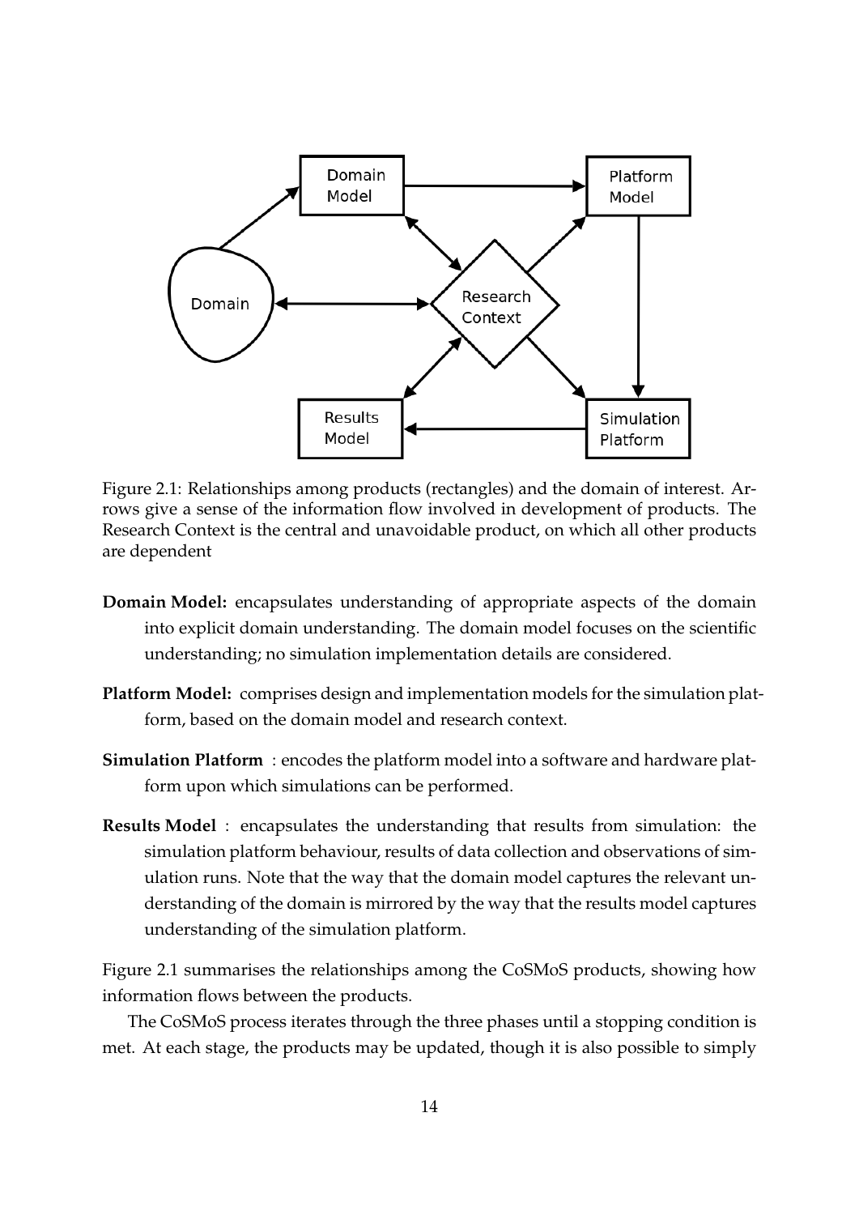Figure 2.1: Relationships among products (rectangles) and the domain of interest. Arrows give a sense of the information flow involved in development of products. The Research Context is the central and unavoidable product, on which all other products are dependent

**Domain Model:** encapsulates understanding of appropriate aspects of the domain into explicit domain understanding. The domain model focuses on the scientific understanding; no simulation implementation details are considered.

**Platform Model:** comprises design and implementation models for the simulation platform, based on the domain model and research context.

**Simulation Platform** : encodes the platform model into a software and hardware platform upon which simulations can be performed.

**Results Model** : encapsulates the understanding that results from simulation: the simulation platform behaviour, results of data collection and observations of simulation runs. Note that the way that the domain model captures the relevant understanding of the domain is mirrored by the way that the results model captures understanding of the simulation platform.

Figure 2.1 summarises the relationships among the CoSMoS products, showing how information flows between the products.

The CoSMoS process iterates through the three phases until a stopping condition is met. At each stage, the products may be updated, though it is also possible to simply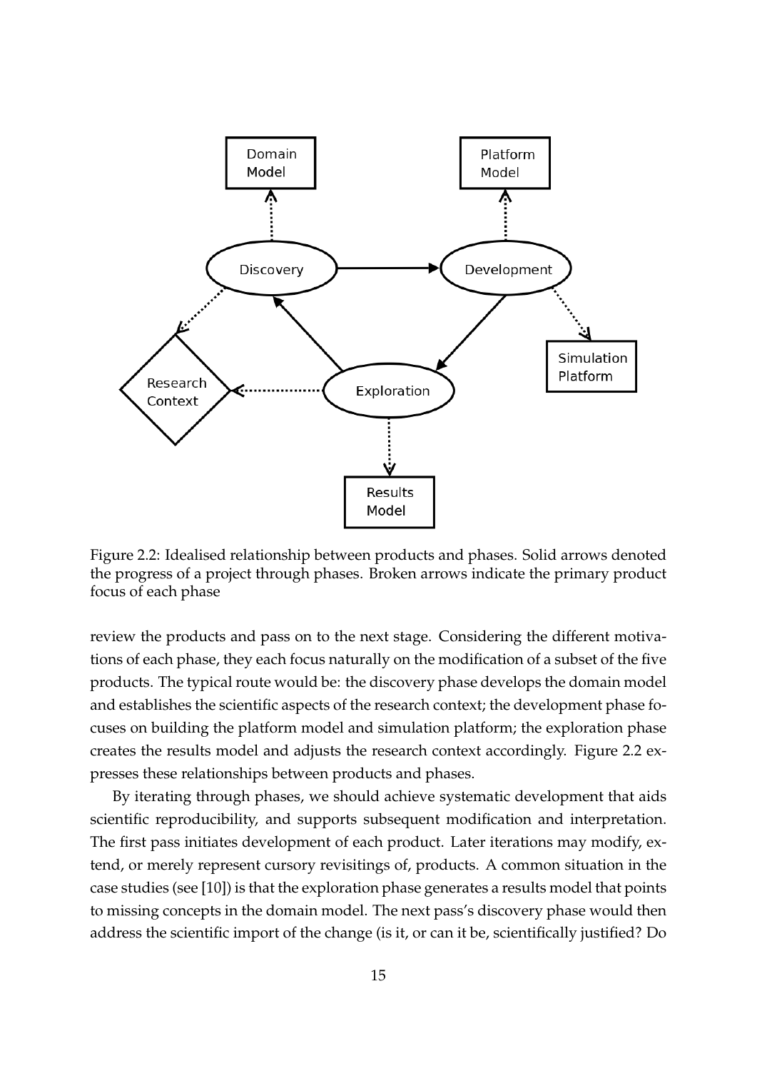Figure 2.2: Idealised relationship between products and phases. Solid arrows denoted the progress of a project through phases. Broken arrows indicate the primary product focus of each phase

review the products and pass on to the next stage. Considering the different motivations of each phase, they each focus naturally on the modification of a subset of the five products. The typical route would be: the discovery phase develops the domain model and establishes the scientific aspects of the research context; the development phase focuses on building the platform model and simulation platform; the exploration phase creates the results model and adjusts the research context accordingly. Figure 2.2 expresses these relationships between products and phases.

By iterating through phases, we should achieve systematic development that aids scientific reproducibility, and supports subsequent modification and interpretation. The first pass initiates development of each product. Later iterations may modify, extend, or merely represent cursory revisitings of, products. A common situation in the case studies (see [10]) is that the exploration phase generates a results model that points to missing concepts in the domain model. The next pass's discovery phase would then address the scientific import of the change (is it, or can it be, scientifically justified? Do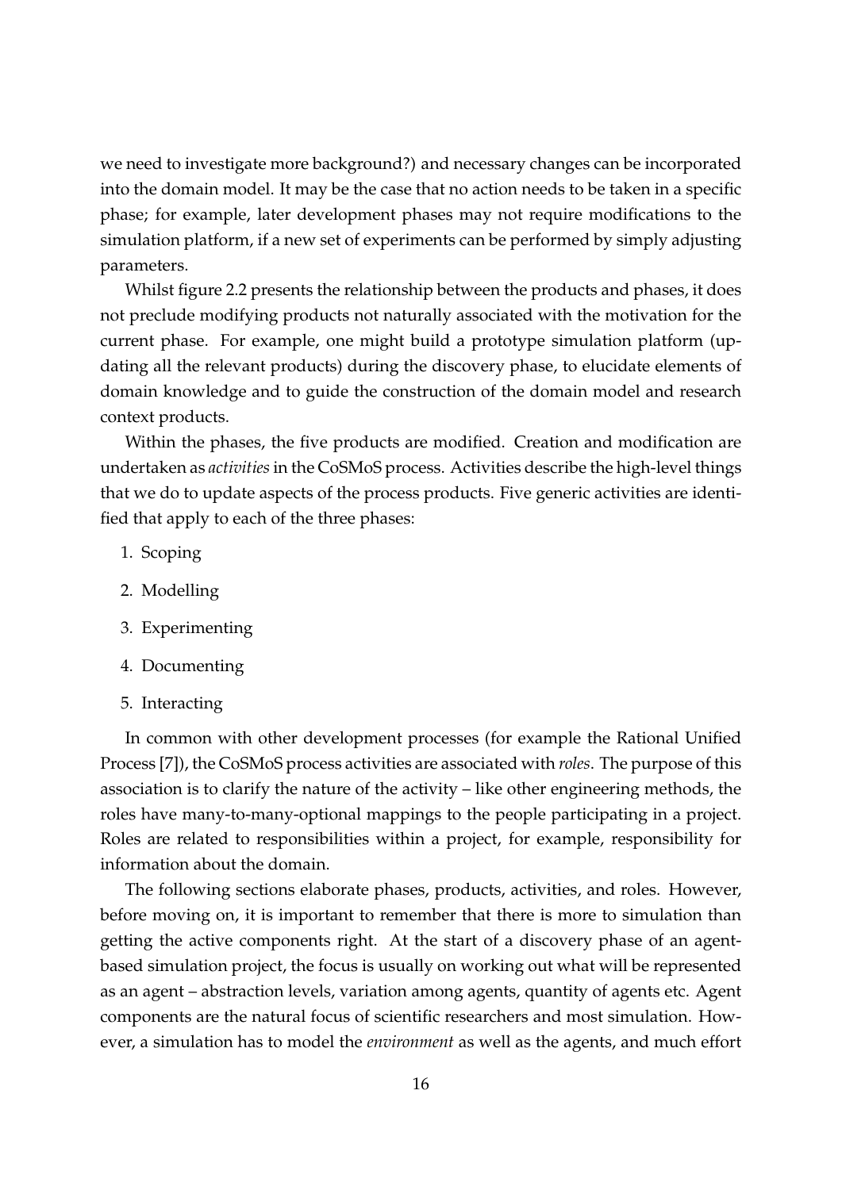we need to investigate more background?) and necessary changes can be incorporated into the domain model. It may be the case that no action needs to be taken in a specific phase; for example, later development phases may not require modifications to the simulation platform, if a new set of experiments can be performed by simply adjusting parameters.

Whilst figure 2.2 presents the relationship between the products and phases, it does not preclude modifying products not naturally associated with the motivation for the current phase. For example, one might build a prototype simulation platform (updating all the relevant products) during the discovery phase, to elucidate elements of domain knowledge and to guide the construction of the domain model and research context products.

Within the phases, the five products are modified. Creation and modification are undertaken as *activities* in the CoSMoS process. Activities describe the high-level things that we do to update aspects of the process products. Five generic activities are identified that apply to each of the three phases:

1. Scoping
2. Modelling
3. Experimenting
4. Documenting
5. Interacting

In common with other development processes (for example the Rational Unified Process [7]), the CoSMoS process activities are associated with *roles*. The purpose of this association is to clarify the nature of the activity – like other engineering methods, the roles have many-to-many-optional mappings to the people participating in a project. Roles are related to responsibilities within a project, for example, responsibility for information about the domain.

The following sections elaborate phases, products, activities, and roles. However, before moving on, it is important to remember that there is more to simulation than getting the active components right. At the start of a discovery phase of an agent-based simulation project, the focus is usually on working out what will be represented as an agent – abstraction levels, variation among agents, quantity of agents etc. Agent components are the natural focus of scientific researchers and most simulation. However, a simulation has to model the *environment* as well as the agents, and much effort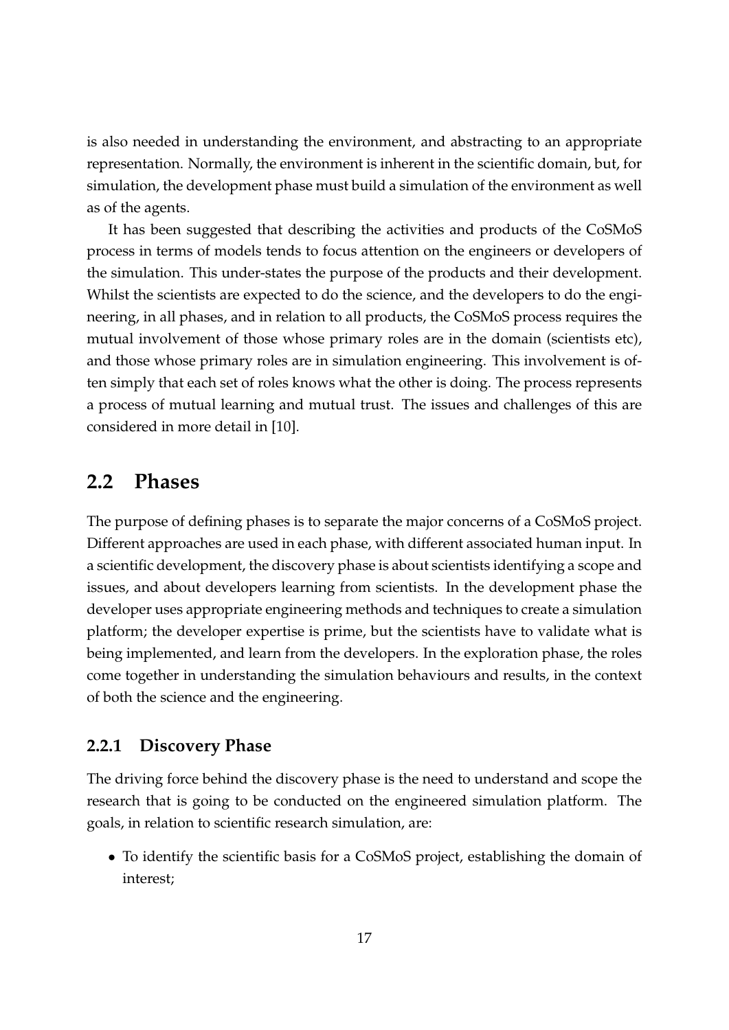is also needed in understanding the environment, and abstracting to an appropriate representation. Normally, the environment is inherent in the scientific domain, but, for simulation, the development phase must build a simulation of the environment as well as of the agents.

It has been suggested that describing the activities and products of the CoSMoS process in terms of models tends to focus attention on the engineers or developers of the simulation. This under-states the purpose of the products and their development. Whilst the scientists are expected to do the science, and the developers to do the engineering, in all phases, and in relation to all products, the CoSMoS process requires the mutual involvement of those whose primary roles are in the domain (scientists etc), and those whose primary roles are in simulation engineering. This involvement is often simply that each set of roles knows what the other is doing. The process represents a process of mutual learning and mutual trust. The issues and challenges of this are considered in more detail in [10].

## 2.2 Phases

The purpose of defining phases is to separate the major concerns of a CoSMoS project. Different approaches are used in each phase, with different associated human input. In a scientific development, the discovery phase is about scientists identifying a scope and issues, and about developers learning from scientists. In the development phase the developer uses appropriate engineering methods and techniques to create a simulation platform; the developer expertise is prime, but the scientists have to validate what is being implemented, and learn from the developers. In the exploration phase, the roles come together in understanding the simulation behaviours and results, in the context of both the science and the engineering.

### 2.2.1 Discovery Phase

The driving force behind the discovery phase is the need to understand and scope the research that is going to be conducted on the engineered simulation platform. The goals, in relation to scientific research simulation, are:

- To identify the scientific basis for a CoSMoS project, establishing the domain of interest;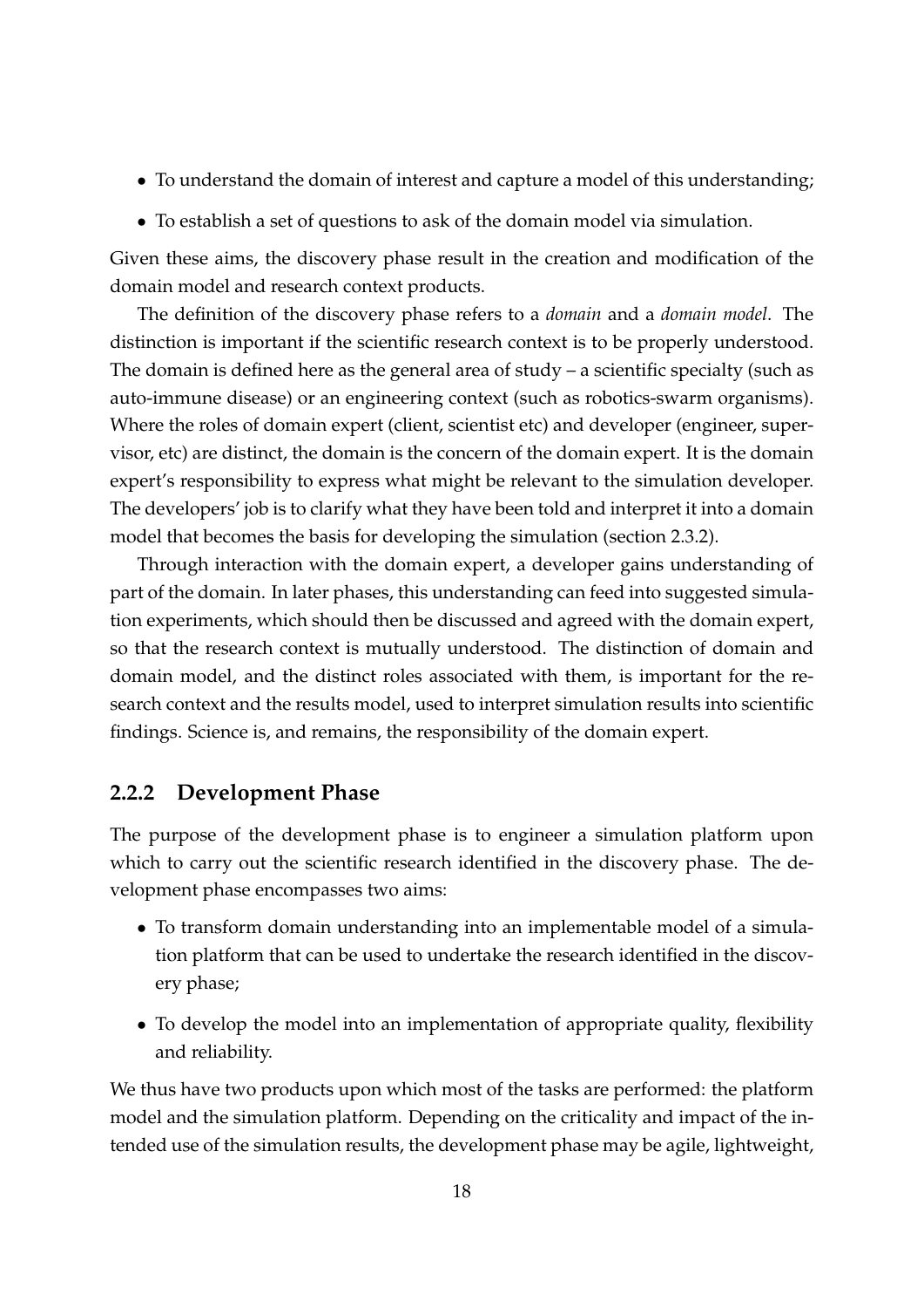- To understand the domain of interest and capture a model of this understanding;
- To establish a set of questions to ask of the domain model via simulation.

Given these aims, the discovery phase result in the creation and modification of the domain model and research context products.

The definition of the discovery phase refers to a *domain* and a *domain model*. The distinction is important if the scientific research context is to be properly understood. The domain is defined here as the general area of study – a scientific specialty (such as auto-immune disease) or an engineering context (such as robotics-swarm organisms). Where the roles of domain expert (client, scientist etc) and developer (engineer, supervisor, etc) are distinct, the domain is the concern of the domain expert. It is the domain expert's responsibility to express what might be relevant to the simulation developer. The developers' job is to clarify what they have been told and interpret it into a domain model that becomes the basis for developing the simulation (section 2.3.2).

Through interaction with the domain expert, a developer gains understanding of part of the domain. In later phases, this understanding can feed into suggested simulation experiments, which should then be discussed and agreed with the domain expert, so that the research context is mutually understood. The distinction of domain and domain model, and the distinct roles associated with them, is important for the research context and the results model, used to interpret simulation results into scientific findings. Science is, and remains, the responsibility of the domain expert.

### 2.2.2 Development Phase

The purpose of the development phase is to engineer a simulation platform upon which to carry out the scientific research identified in the discovery phase. The development phase encompasses two aims:

- To transform domain understanding into an implementable model of a simulation platform that can be used to undertake the research identified in the discovery phase;
- To develop the model into an implementation of appropriate quality, flexibility and reliability.

We thus have two products upon which most of the tasks are performed: the platform model and the simulation platform. Depending on the criticality and impact of the intended use of the simulation results, the development phase may be agile, lightweight,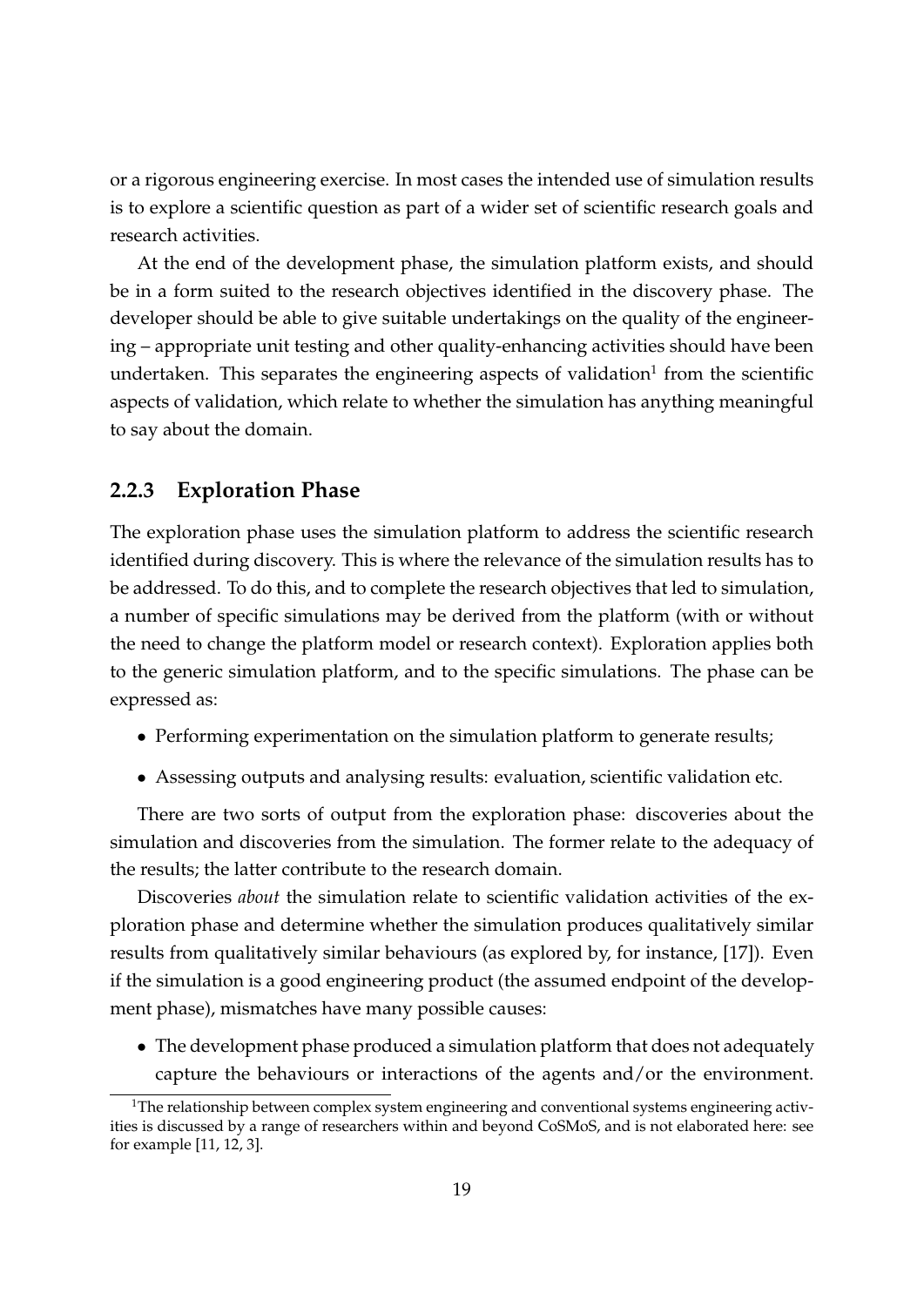or a rigorous engineering exercise. In most cases the intended use of simulation results is to explore a scientific question as part of a wider set of scientific research goals and research activities.

At the end of the development phase, the simulation platform exists, and should be in a form suited to the research objectives identified in the discovery phase. The developer should be able to give suitable undertakings on the quality of the engineering – appropriate unit testing and other quality-enhancing activities should have been undertaken. This separates the engineering aspects of validation[1] from the scientific aspects of validation, which relate to whether the simulation has anything meaningful to say about the domain.

### 2.2.3 Exploration Phase

The exploration phase uses the simulation platform to address the scientific research identified during discovery. This is where the relevance of the simulation results has to be addressed. To do this, and to complete the research objectives that led to simulation, a number of specific simulations may be derived from the platform (with or without the need to change the platform model or research context). Exploration applies both to the generic simulation platform, and to the specific simulations. The phase can be expressed as:

- Performing experimentation on the simulation platform to generate results;
- Assessing outputs and analysing results: evaluation, scientific validation etc.

There are two sorts of output from the exploration phase: discoveries about the simulation and discoveries from the simulation. The former relate to the adequacy of the results; the latter contribute to the research domain.

Discoveries *about* the simulation relate to scientific validation activities of the exploration phase and determine whether the simulation produces qualitatively similar results from qualitatively similar behaviours (as explored by, for instance, [17]). Even if the simulation is a good engineering product (the assumed endpoint of the development phase), mismatches have many possible causes:

- The development phase produced a simulation platform that does not adequately capture the behaviours or interactions of the agents and/or the environment.

[1] The relationship between complex system engineering and conventional systems engineering activities is discussed by a range of researchers within and beyond CoSMoS, and is not elaborated here: see for example [11, 12, 3].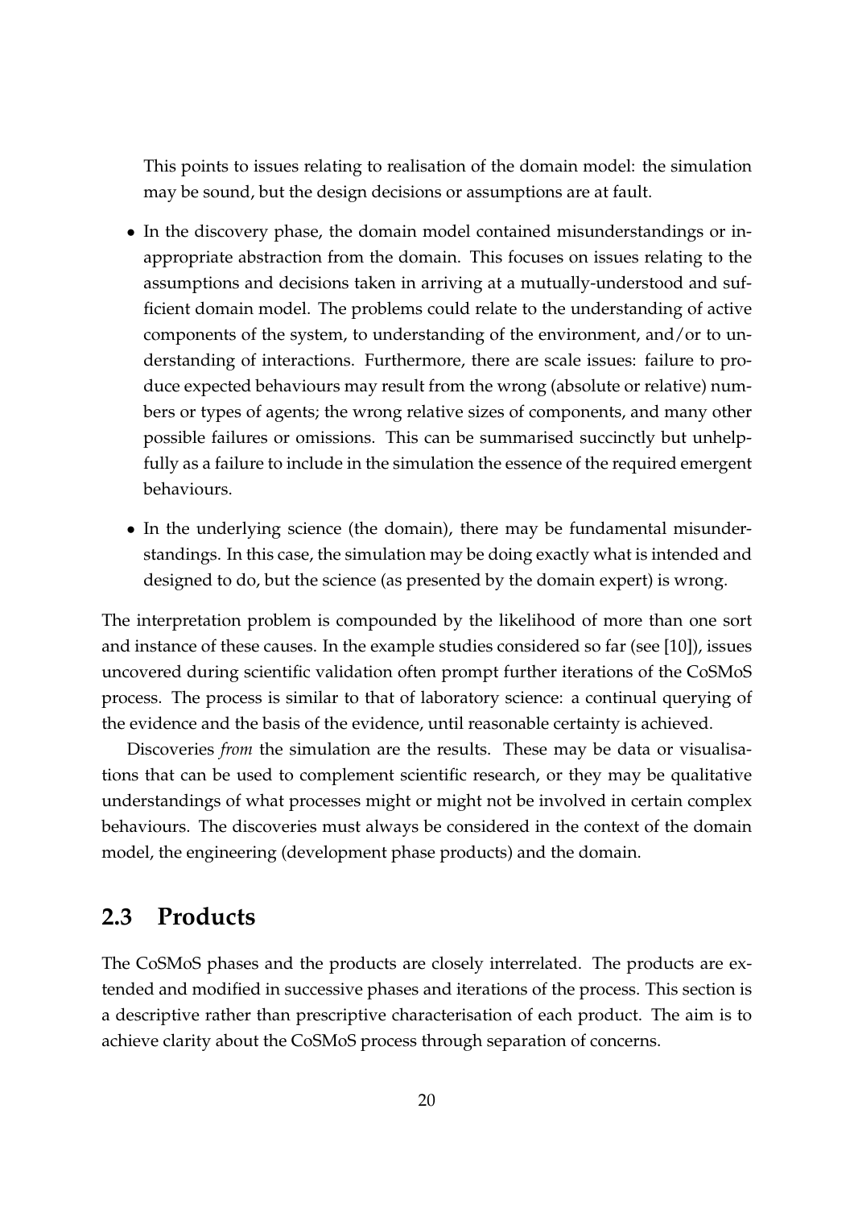This points to issues relating to realisation of the domain model: the simulation may be sound, but the design decisions or assumptions are at fault.

- In the discovery phase, the domain model contained misunderstandings or inappropriate abstraction from the domain. This focuses on issues relating to the assumptions and decisions taken in arriving at a mutually-understood and sufficient domain model. The problems could relate to the understanding of active components of the system, to understanding of the environment, and/or to understanding of interactions. Furthermore, there are scale issues: failure to produce expected behaviours may result from the wrong (absolute or relative) numbers or types of agents; the wrong relative sizes of components, and many other possible failures or omissions. This can be summarised succinctly but unhelpfully as a failure to include in the simulation the essence of the required emergent behaviours.
- In the underlying science (the domain), there may be fundamental misunderstandings. In this case, the simulation may be doing exactly what is intended and designed to do, but the science (as presented by the domain expert) is wrong.

The interpretation problem is compounded by the likelihood of more than one sort and instance of these causes. In the example studies considered so far (see [10]), issues uncovered during scientific validation often prompt further iterations of the CoSMoS process. The process is similar to that of laboratory science: a continual querying of the evidence and the basis of the evidence, until reasonable certainty is achieved.

Discoveries *from* the simulation are the results. These may be data or visualisations that can be used to complement scientific research, or they may be qualitative understandings of what processes might or might not be involved in certain complex behaviours. The discoveries must always be considered in the context of the domain model, the engineering (development phase products) and the domain.

## 2.3 Products

The CoSMoS phases and the products are closely interrelated. The products are extended and modified in successive phases and iterations of the process. This section is a descriptive rather than prescriptive characterisation of each product. The aim is to achieve clarity about the CoSMoS process through separation of concerns.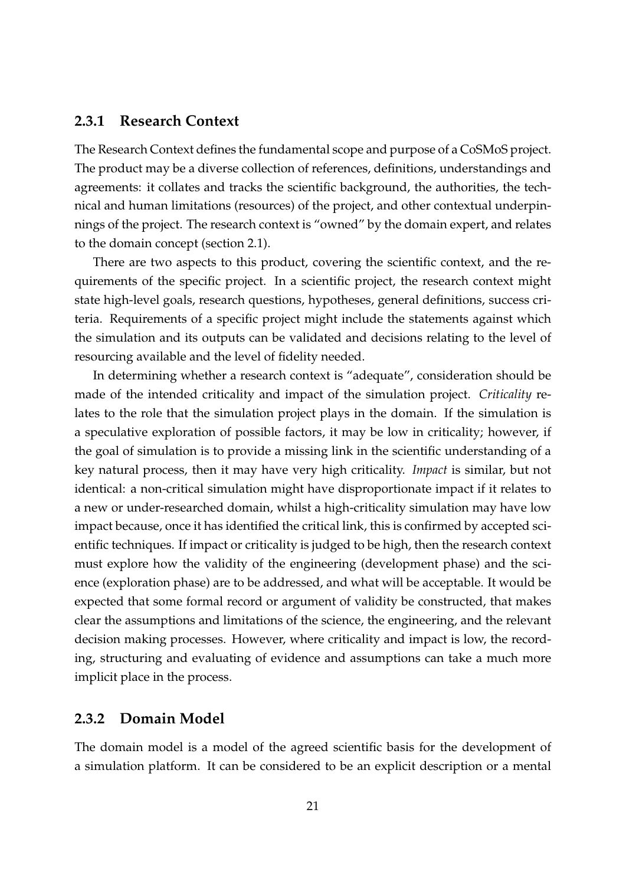### 2.3.1 Research Context

The Research Context defines the fundamental scope and purpose of a CoSMoS project. The product may be a diverse collection of references, definitions, understandings and agreements: it collates and tracks the scientific background, the authorities, the technical and human limitations (resources) of the project, and other contextual underpinnings of the project. The research context is "owned" by the domain expert, and relates to the domain concept (section 2.1).

There are two aspects to this product, covering the scientific context, and the requirements of the specific project. In a scientific project, the research context might state high-level goals, research questions, hypotheses, general definitions, success criteria. Requirements of a specific project might include the statements against which the simulation and its outputs can be validated and decisions relating to the level of resourcing available and the level of fidelity needed.

In determining whether a research context is "adequate", consideration should be made of the intended criticality and impact of the simulation project. *Criticality* relates to the role that the simulation project plays in the domain. If the simulation is a speculative exploration of possible factors, it may be low in criticality; however, if the goal of simulation is to provide a missing link in the scientific understanding of a key natural process, then it may have very high criticality. *Impact* is similar, but not identical: a non-critical simulation might have disproportionate impact if it relates to a new or under-researched domain, whilst a high-criticality simulation may have low impact because, once it has identified the critical link, this is confirmed by accepted scientific techniques. If impact or criticality is judged to be high, then the research context must explore how the validity of the engineering (development phase) and the science (exploration phase) are to be addressed, and what will be acceptable. It would be expected that some formal record or argument of validity be constructed, that makes clear the assumptions and limitations of the science, the engineering, and the relevant decision making processes. However, where criticality and impact is low, the recording, structuring and evaluating of evidence and assumptions can take a much more implicit place in the process.

### 2.3.2 Domain Model

The domain model is a model of the agreed scientific basis for the development of a simulation platform. It can be considered to be an explicit description or a mental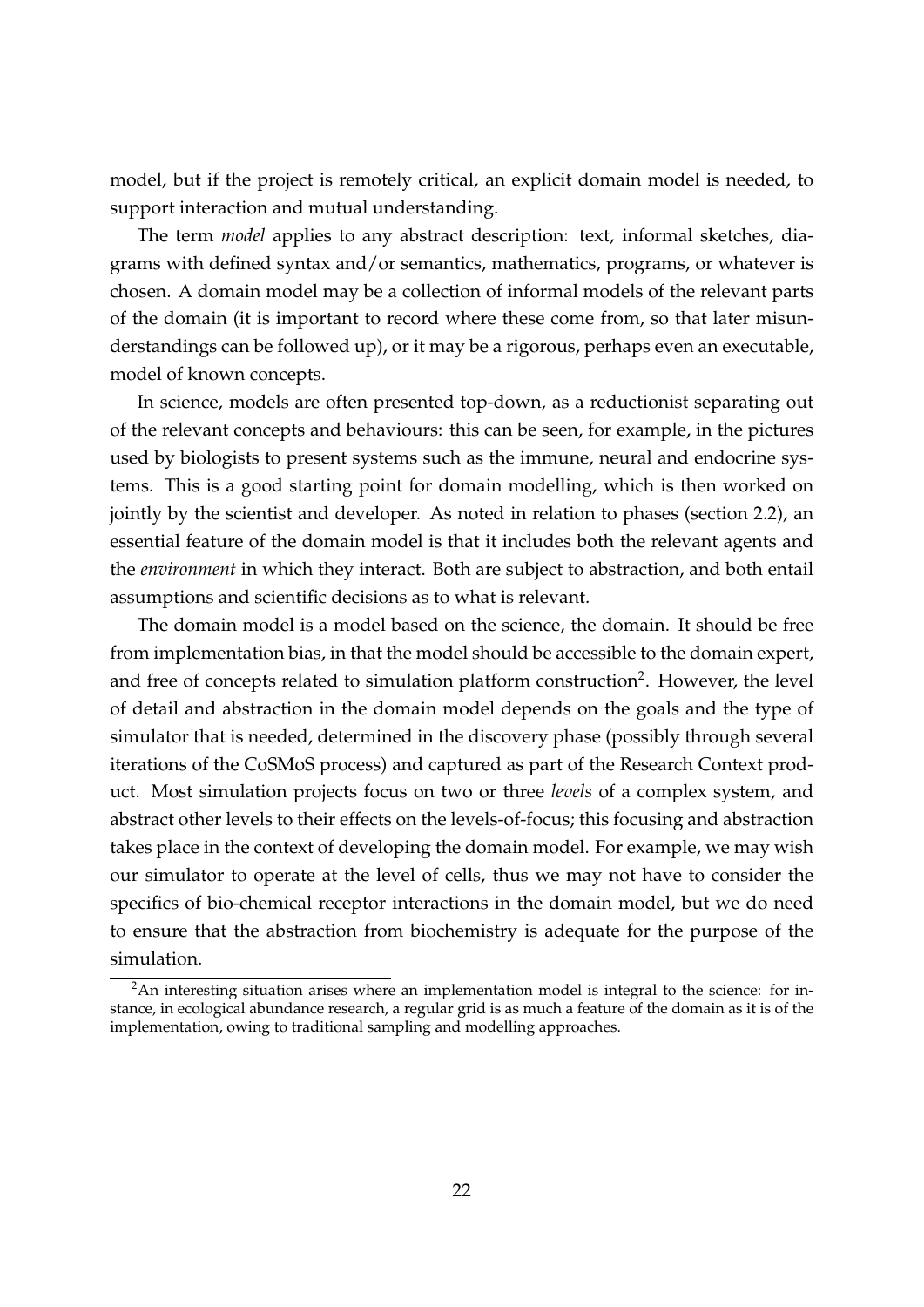model, but if the project is remotely critical, an explicit domain model is needed, to support interaction and mutual understanding.

The term *model* applies to any abstract description: text, informal sketches, diagrams with defined syntax and/or semantics, mathematics, programs, or whatever is chosen. A domain model may be a collection of informal models of the relevant parts of the domain (it is important to record where these come from, so that later misunderstandings can be followed up), or it may be a rigorous, perhaps even an executable, model of known concepts.

In science, models are often presented top-down, as a reductionist separating out of the relevant concepts and behaviours: this can be seen, for example, in the pictures used by biologists to present systems such as the immune, neural and endocrine systems. This is a good starting point for domain modelling, which is then worked on jointly by the scientist and developer. As noted in relation to phases (section 2.2), an essential feature of the domain model is that it includes both the relevant agents and the *environment* in which they interact. Both are subject to abstraction, and both entail assumptions and scientific decisions as to what is relevant.

The domain model is a model based on the science, the domain. It should be free from implementation bias, in that the model should be accessible to the domain expert, and free of concepts related to simulation platform construction[2]. However, the level of detail and abstraction in the domain model depends on the goals and the type of simulator that is needed, determined in the discovery phase (possibly through several iterations of the CoSMoS process) and captured as part of the Research Context product. Most simulation projects focus on two or three *levels* of a complex system, and abstract other levels to their effects on the levels-of-focus; this focusing and abstraction takes place in the context of developing the domain model. For example, we may wish our simulator to operate at the level of cells, thus we may not have to consider the specifics of bio-chemical receptor interactions in the domain model, but we do need to ensure that the abstraction from biochemistry is adequate for the purpose of the simulation.

[2] An interesting situation arises where an implementation model is integral to the science: for instance, in ecological abundance research, a regular grid is as much a feature of the domain as it is of the implementation, owing to traditional sampling and modelling approaches.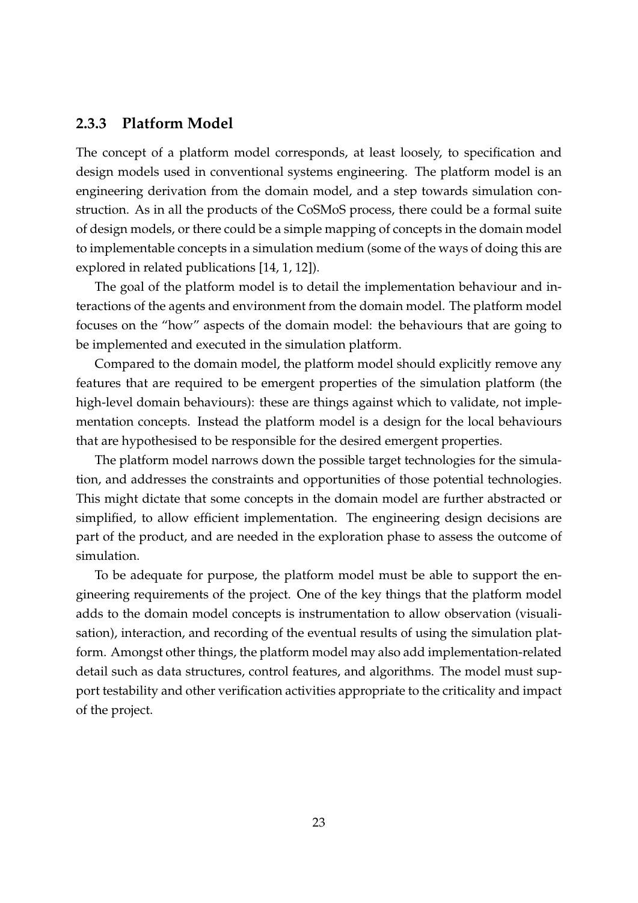### 2.3.3 Platform Model

The concept of a platform model corresponds, at least loosely, to specification and design models used in conventional systems engineering. The platform model is an engineering derivation from the domain model, and a step towards simulation construction. As in all the products of the CoSMoS process, there could be a formal suite of design models, or there could be a simple mapping of concepts in the domain model to implementable concepts in a simulation medium (some of the ways of doing this are explored in related publications [14, 1, 12]).

The goal of the platform model is to detail the implementation behaviour and interactions of the agents and environment from the domain model. The platform model focuses on the "how" aspects of the domain model: the behaviours that are going to be implemented and executed in the simulation platform.

Compared to the domain model, the platform model should explicitly remove any features that are required to be emergent properties of the simulation platform (the high-level domain behaviours): these are things against which to validate, not implementation concepts. Instead the platform model is a design for the local behaviours that are hypothesised to be responsible for the desired emergent properties.

The platform model narrows down the possible target technologies for the simulation, and addresses the constraints and opportunities of those potential technologies. This might dictate that some concepts in the domain model are further abstracted or simplified, to allow efficient implementation. The engineering design decisions are part of the product, and are needed in the exploration phase to assess the outcome of simulation.

To be adequate for purpose, the platform model must be able to support the engineering requirements of the project. One of the key things that the platform model adds to the domain model concepts is instrumentation to allow observation (visualisation), interaction, and recording of the eventual results of using the simulation platform. Amongst other things, the platform model may also add implementation-related detail such as data structures, control features, and algorithms. The model must support testability and other verification activities appropriate to the criticality and impact of the project.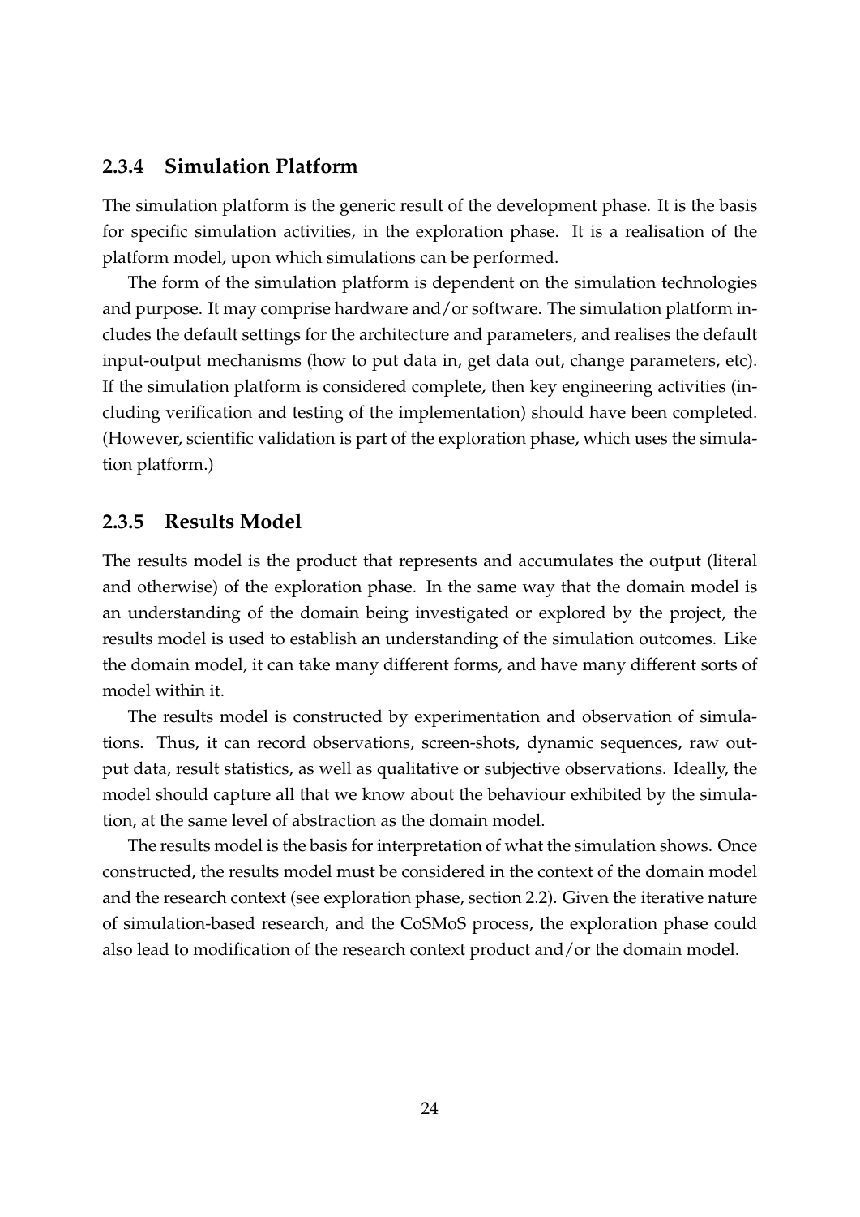### 2.3.4 Simulation Platform

The simulation platform is the generic result of the development phase. It is the basis for specific simulation activities, in the exploration phase. It is a realisation of the platform model, upon which simulations can be performed.

The form of the simulation platform is dependent on the simulation technologies and purpose. It may comprise hardware and/or software. The simulation platform includes the default settings for the architecture and parameters, and realises the default input-output mechanisms (how to put data in, get data out, change parameters, etc). If the simulation platform is considered complete, then key engineering activities (including verification and testing of the implementation) should have been completed. (However, scientific validation is part of the exploration phase, which uses the simulation platform.)

### 2.3.5 Results Model

The results model is the product that represents and accumulates the output (literal and otherwise) of the exploration phase. In the same way that the domain model is an understanding of the domain being investigated or explored by the project, the results model is used to establish an understanding of the simulation outcomes. Like the domain model, it can take many different forms, and have many different sorts of model within it.

The results model is constructed by experimentation and observation of simulations. Thus, it can record observations, screen-shots, dynamic sequences, raw output data, result statistics, as well as qualitative or subjective observations. Ideally, the model should capture all that we know about the behaviour exhibited by the simulation, at the same level of abstraction as the domain model.

The results model is the basis for interpretation of what the simulation shows. Once constructed, the results model must be considered in the context of the domain model and the research context (see exploration phase, section 2.2). Given the iterative nature of simulation-based research, and the CoSMoS process, the exploration phase could also lead to modification of the research context product and/or the domain model.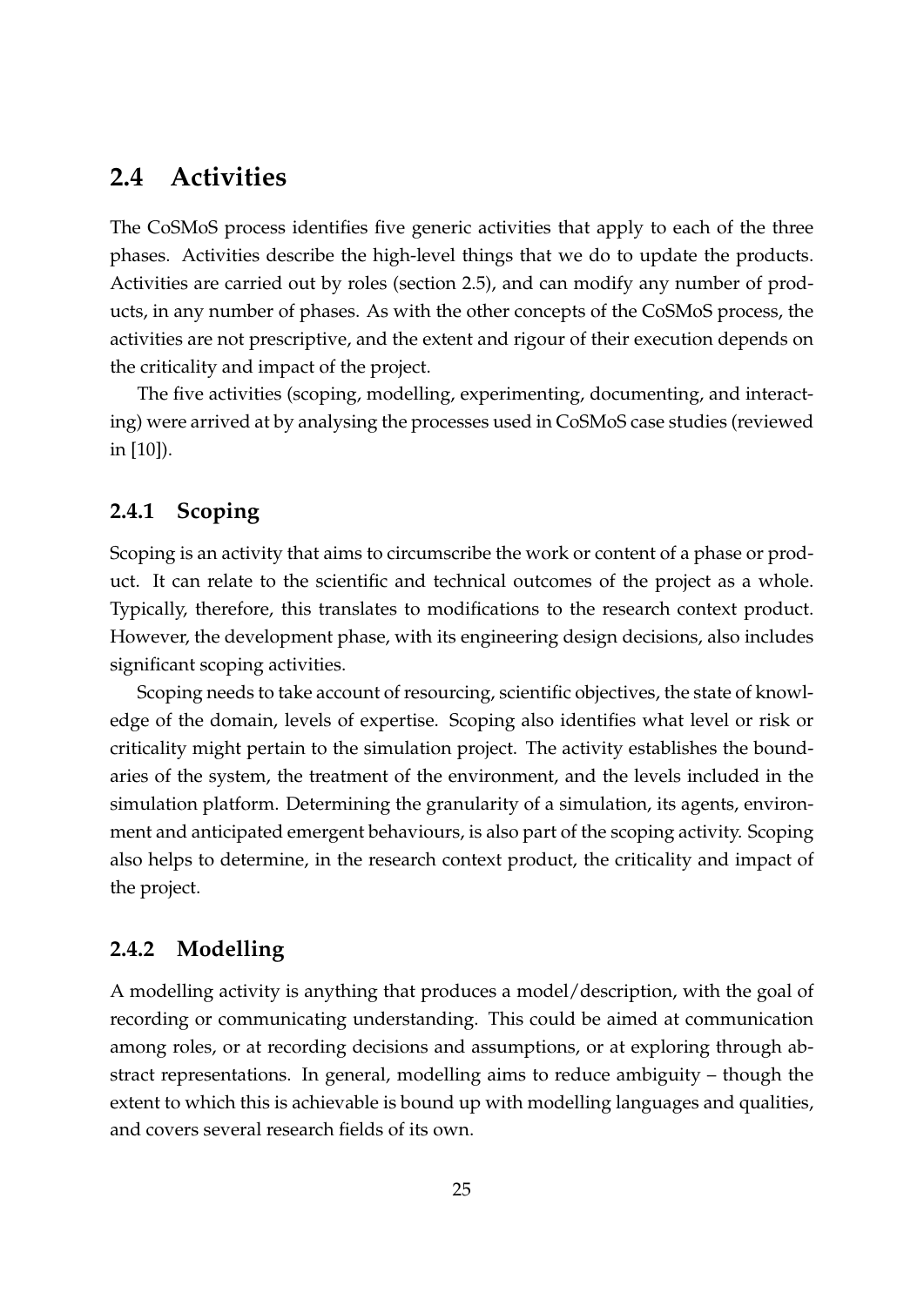## 2.4 Activities

The CoSMoS process identifies five generic activities that apply to each of the three phases. Activities describe the high-level things that we do to update the products. Activities are carried out by roles (section 2.5), and can modify any number of products, in any number of phases. As with the other concepts of the CoSMoS process, the activities are not prescriptive, and the extent and rigour of their execution depends on the criticality and impact of the project.

The five activities (scoping, modelling, experimenting, documenting, and interacting) were arrived at by analysing the processes used in CoSMoS case studies (reviewed in [10]).

### 2.4.1 Scoping

Scoping is an activity that aims to circumscribe the work or content of a phase or product. It can relate to the scientific and technical outcomes of the project as a whole. Typically, therefore, this translates to modifications to the research context product. However, the development phase, with its engineering design decisions, also includes significant scoping activities.

Scoping needs to take account of resourcing, scientific objectives, the state of knowledge of the domain, levels of expertise. Scoping also identifies what level or risk or criticality might pertain to the simulation project. The activity establishes the boundaries of the system, the treatment of the environment, and the levels included in the simulation platform. Determining the granularity of a simulation, its agents, environment and anticipated emergent behaviours, is also part of the scoping activity. Scoping also helps to determine, in the research context product, the criticality and impact of the project.

### 2.4.2 Modelling

A modelling activity is anything that produces a model/description, with the goal of recording or communicating understanding. This could be aimed at communication among roles, or at recording decisions and assumptions, or at exploring through abstract representations. In general, modelling aims to reduce ambiguity – though the extent to which this is achievable is bound up with modelling languages and qualities, and covers several research fields of its own.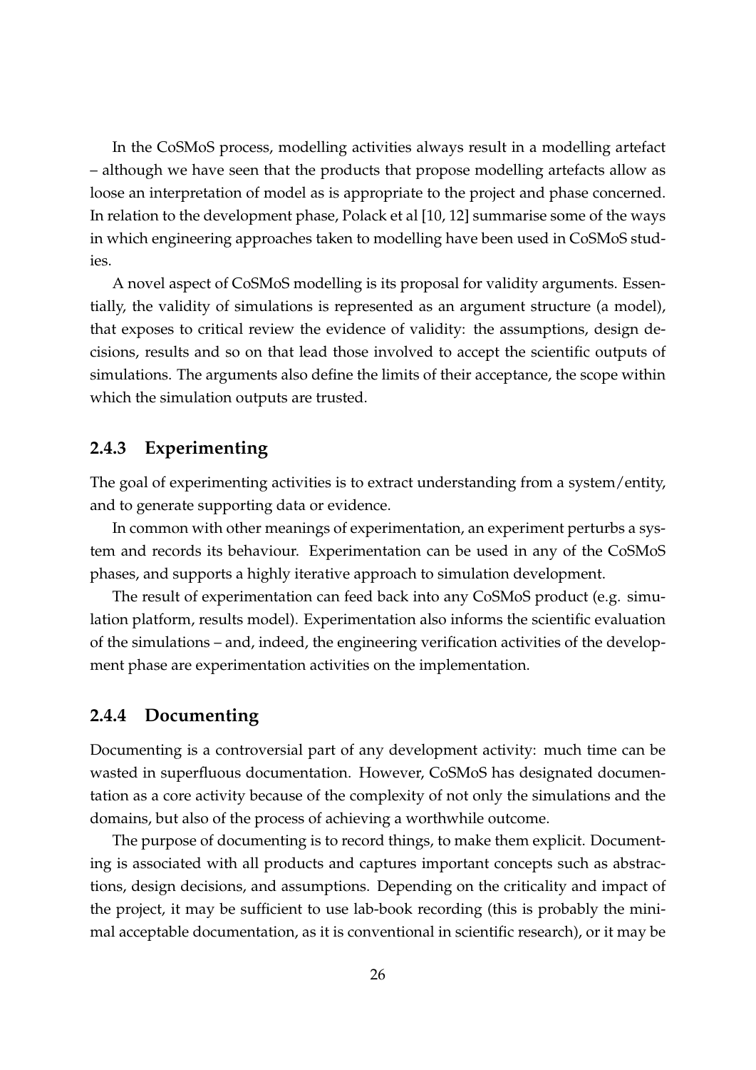In the CoSMoS process, modelling activities always result in a modelling artefact – although we have seen that the products that propose modelling artefacts allow as loose an interpretation of model as is appropriate to the project and phase concerned. In relation to the development phase, Polack et al [10, 12] summarise some of the ways in which engineering approaches taken to modelling have been used in CoSMoS studies.

A novel aspect of CoSMoS modelling is its proposal for validity arguments. Essentially, the validity of simulations is represented as an argument structure (a model), that exposes to critical review the evidence of validity: the assumptions, design decisions, results and so on that lead those involved to accept the scientific outputs of simulations. The arguments also define the limits of their acceptance, the scope within which the simulation outputs are trusted.

### 2.4.3 Experimenting

The goal of experimenting activities is to extract understanding from a system/entity, and to generate supporting data or evidence.

In common with other meanings of experimentation, an experiment perturbs a system and records its behaviour. Experimentation can be used in any of the CoSMoS phases, and supports a highly iterative approach to simulation development.

The result of experimentation can feed back into any CoSMoS product (e.g. simulation platform, results model). Experimentation also informs the scientific evaluation of the simulations – and, indeed, the engineering verification activities of the development phase are experimentation activities on the implementation.

### 2.4.4 Documenting

Documenting is a controversial part of any development activity: much time can be wasted in superfluous documentation. However, CoSMoS has designated documentation as a core activity because of the complexity of not only the simulations and the domains, but also of the process of achieving a worthwhile outcome.

The purpose of documenting is to record things, to make them explicit. Documenting is associated with all products and captures important concepts such as abstractions, design decisions, and assumptions. Depending on the criticality and impact of the project, it may be sufficient to use lab-book recording (this is probably the minimal acceptable documentation, as it is conventional in scientific research), or it may be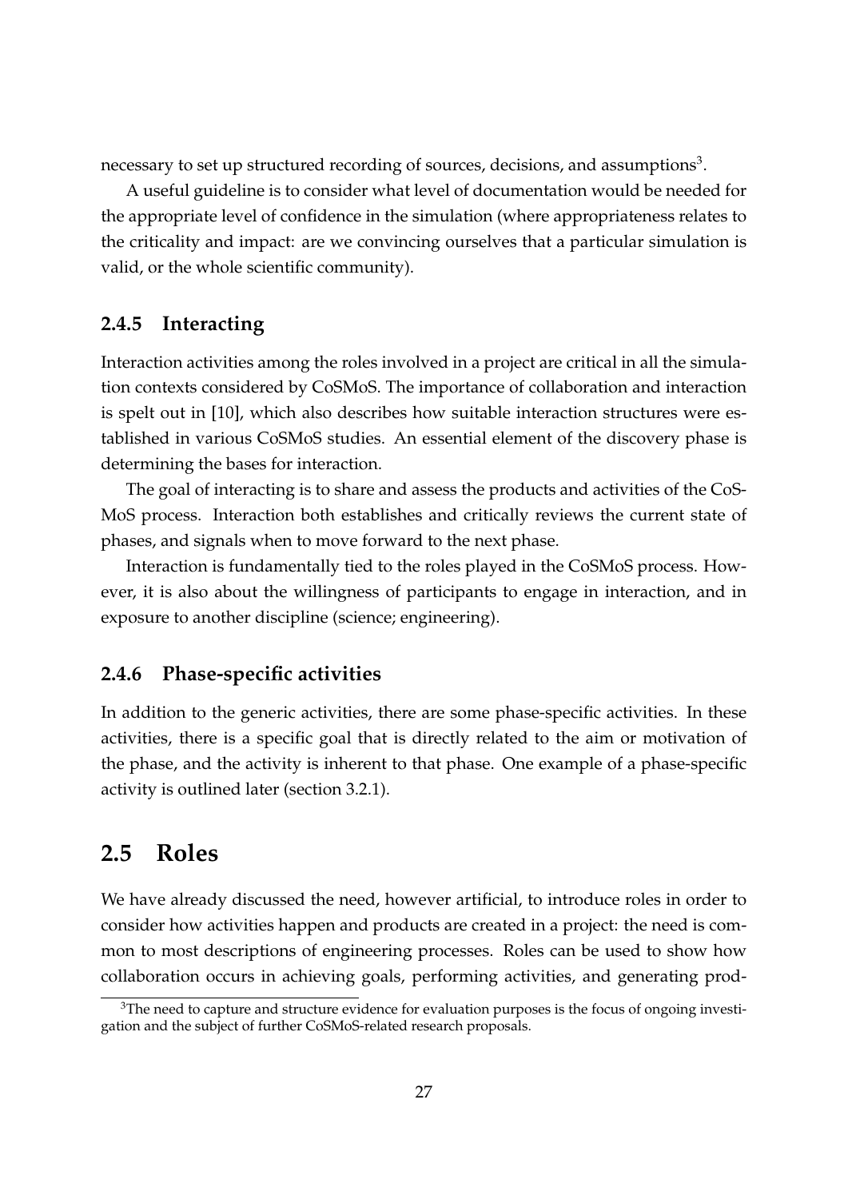necessary to set up structured recording of sources, decisions, and assumptions[3].

A useful guideline is to consider what level of documentation would be needed for the appropriate level of confidence in the simulation (where appropriateness relates to the criticality and impact: are we convincing ourselves that a particular simulation is valid, or the whole scientific community).

### 2.4.5 Interacting

Interaction activities among the roles involved in a project are critical in all the simulation contexts considered by CoSMoS. The importance of collaboration and interaction is spelt out in [10], which also describes how suitable interaction structures were established in various CoSMoS studies. An essential element of the discovery phase is determining the bases for interaction.

The goal of interacting is to share and assess the products and activities of the CoSMoS process. Interaction both establishes and critically reviews the current state of phases, and signals when to move forward to the next phase.

Interaction is fundamentally tied to the roles played in the CoSMoS process. However, it is also about the willingness of participants to engage in interaction, and in exposure to another discipline (science; engineering).

### 2.4.6 Phase-specific activities

In addition to the generic activities, there are some phase-specific activities. In these activities, there is a specific goal that is directly related to the aim or motivation of the phase, and the activity is inherent to that phase. One example of a phase-specific activity is outlined later (section 3.2.1).

## 2.5 Roles

We have already discussed the need, however artificial, to introduce roles in order to consider how activities happen and products are created in a project: the need is common to most descriptions of engineering processes. Roles can be used to show how collaboration occurs in achieving goals, performing activities, and generating prod-

[3] The need to capture and structure evidence for evaluation purposes is the focus of ongoing investigation and the subject of further CoSMoS-related research proposals.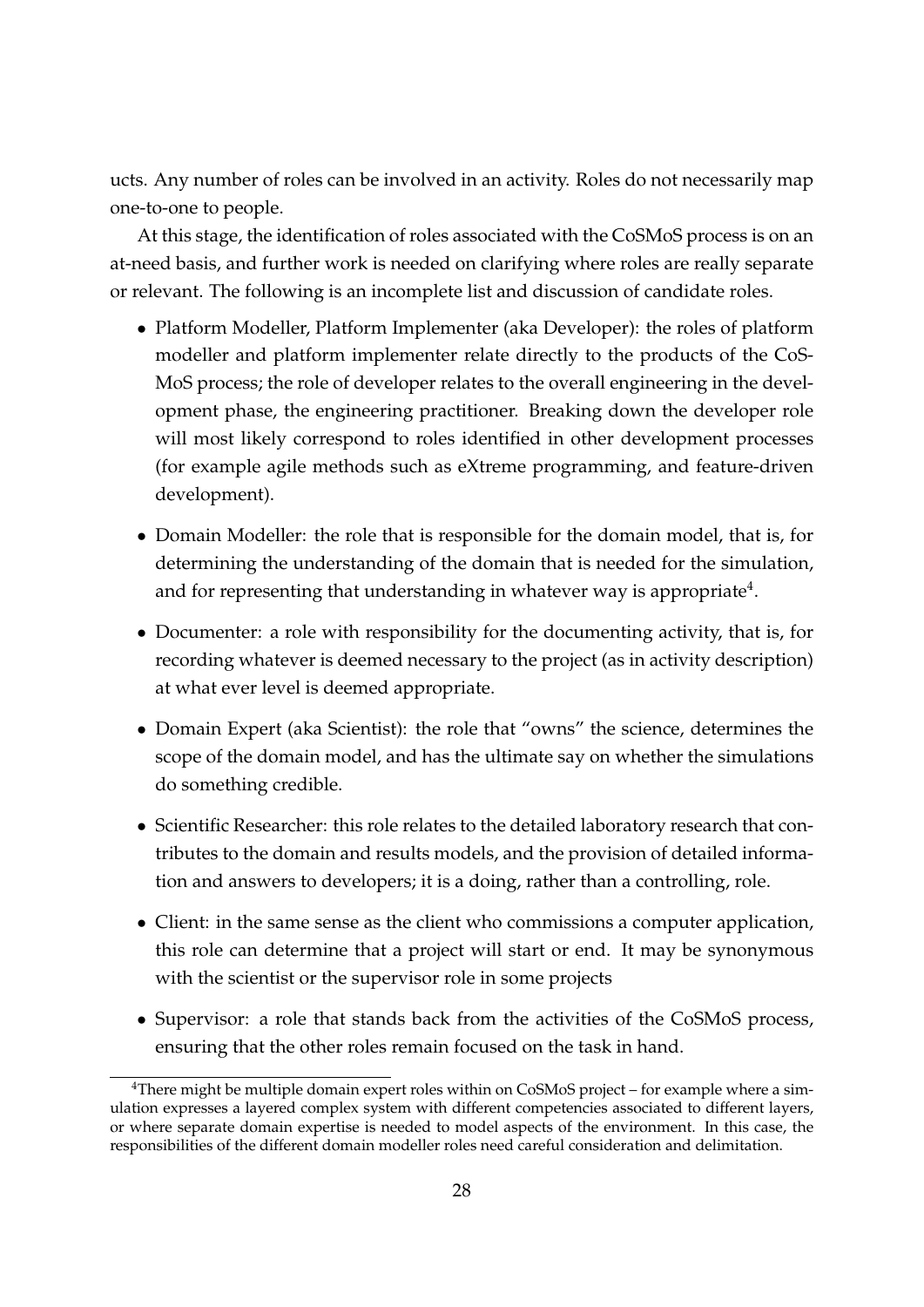ucts. Any number of roles can be involved in an activity. Roles do not necessarily map one-to-one to people.

At this stage, the identification of roles associated with the CoSMoS process is on an at-need basis, and further work is needed on clarifying where roles are really separate or relevant. The following is an incomplete list and discussion of candidate roles.

- Platform Modeller, Platform Implementer (aka Developer): the roles of platform modeller and platform implementer relate directly to the products of the CoSMoS process; the role of developer relates to the overall engineering in the development phase, the engineering practitioner. Breaking down the developer role will most likely correspond to roles identified in other development processes (for example agile methods such as eXtreme programming, and feature-driven development).
- Domain Modeller: the role that is responsible for the domain model, that is, for determining the understanding of the domain that is needed for the simulation, and for representing that understanding in whatever way is appropriate[4].
- Documenter: a role with responsibility for the documenting activity, that is, for recording whatever is deemed necessary to the project (as in activity description) at what ever level is deemed appropriate.
- Domain Expert (aka Scientist): the role that "owns" the science, determines the scope of the domain model, and has the ultimate say on whether the simulations do something credible.
- Scientific Researcher: this role relates to the detailed laboratory research that contributes to the domain and results models, and the provision of detailed information and answers to developers; it is a doing, rather than a controlling, role.
- Client: in the same sense as the client who commissions a computer application, this role can determine that a project will start or end. It may be synonymous with the scientist or the supervisor role in some projects
- Supervisor: a role that stands back from the activities of the CoSMoS process, ensuring that the other roles remain focused on the task in hand.

[4]There might be multiple domain expert roles within on CoSMoS project – for example where a simulation expresses a layered complex system with different competencies associated to different layers, or where separate domain expertise is needed to model aspects of the environment. In this case, the responsibilities of the different domain modeller roles need careful consideration and delimitation.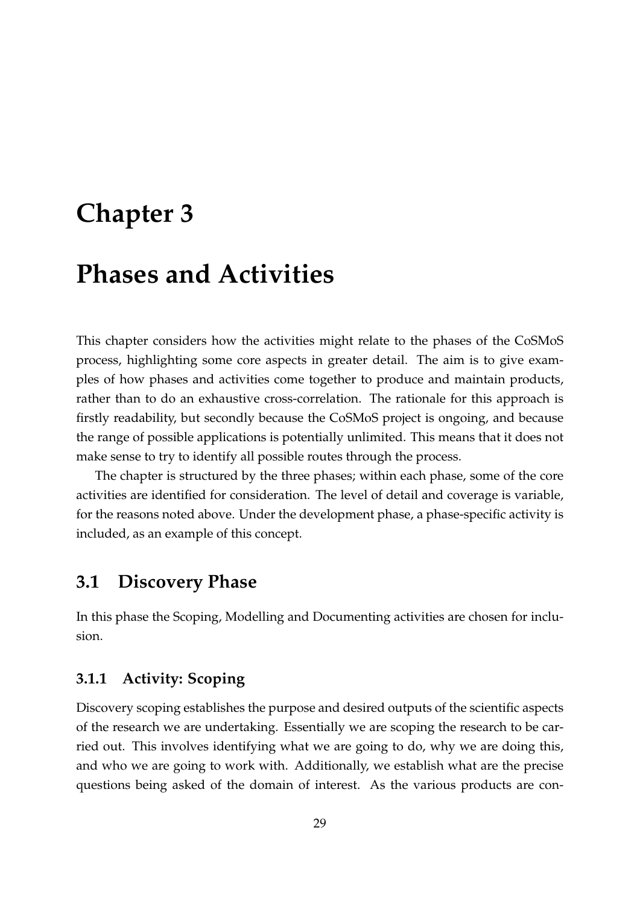# Chapter 3

# Phases and Activities

This chapter considers how the activities might relate to the phases of the CoSMoS process, highlighting some core aspects in greater detail. The aim is to give examples of how phases and activities come together to produce and maintain products, rather than to do an exhaustive cross-correlation. The rationale for this approach is firstly readability, but secondly because the CoSMoS project is ongoing, and because the range of possible applications is potentially unlimited. This means that it does not make sense to try to identify all possible routes through the process.

The chapter is structured by the three phases; within each phase, some of the core activities are identified for consideration. The level of detail and coverage is variable, for the reasons noted above. Under the development phase, a phase-specific activity is included, as an example of this concept.

## 3.1 Discovery Phase

In this phase the Scoping, Modelling and Documenting activities are chosen for inclusion.

### 3.1.1 Activity: Scoping

Discovery scoping establishes the purpose and desired outputs of the scientific aspects of the research we are undertaking. Essentially we are scoping the research to be carried out. This involves identifying what we are going to do, why we are doing this, and who we are going to work with. Additionally, we establish what are the precise questions being asked of the domain of interest. As the various products are con-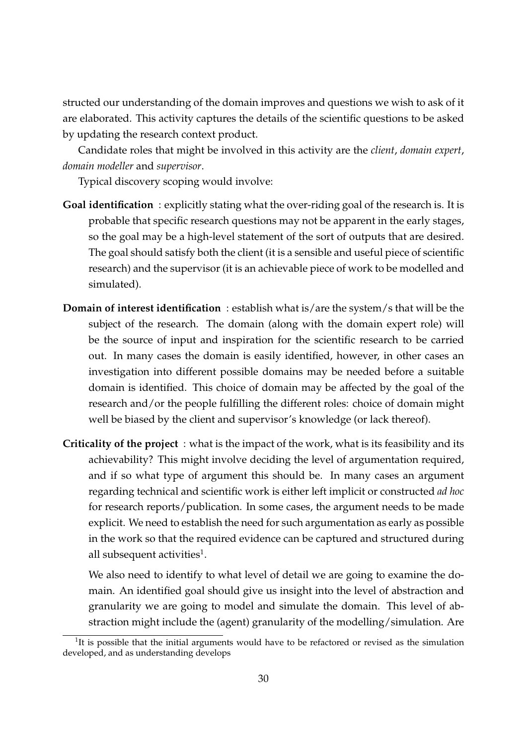structed our understanding of the domain improves and questions we wish to ask of it are elaborated. This activity captures the details of the scientific questions to be asked by updating the research context product.

Candidate roles that might be involved in this activity are the *client*, *domain expert*, *domain modeller* and *supervisor*.

Typical discovery scoping would involve:

**Goal identification** : explicitly stating what the over-riding goal of the research is. It is probable that specific research questions may not be apparent in the early stages, so the goal may be a high-level statement of the sort of outputs that are desired. The goal should satisfy both the client (it is a sensible and useful piece of scientific research) and the supervisor (it is an achievable piece of work to be modelled and simulated).

**Domain of interest identification** : establish what is/are the system/s that will be the subject of the research. The domain (along with the domain expert role) will be the source of input and inspiration for the scientific research to be carried out. In many cases the domain is easily identified, however, in other cases an investigation into different possible domains may be needed before a suitable domain is identified. This choice of domain may be affected by the goal of the research and/or the people fulfilling the different roles: choice of domain might well be biased by the client and supervisor's knowledge (or lack thereof).

**Criticality of the project** : what is the impact of the work, what is its feasibility and its achievability? This might involve deciding the level of argumentation required, and if so what type of argument this should be. In many cases an argument regarding technical and scientific work is either left implicit or constructed *ad hoc* for research reports/publication. In some cases, the argument needs to be made explicit. We need to establish the need for such argumentation as early as possible in the work so that the required evidence can be captured and structured during all subsequent activities[1].

We also need to identify to what level of detail we are going to examine the domain. An identified goal should give us insight into the level of abstraction and granularity we are going to model and simulate the domain. This level of abstraction might include the (agent) granularity of the modelling/simulation. Are

[1] It is possible that the initial arguments would have to be refactored or revised as the simulation developed, and as understanding develops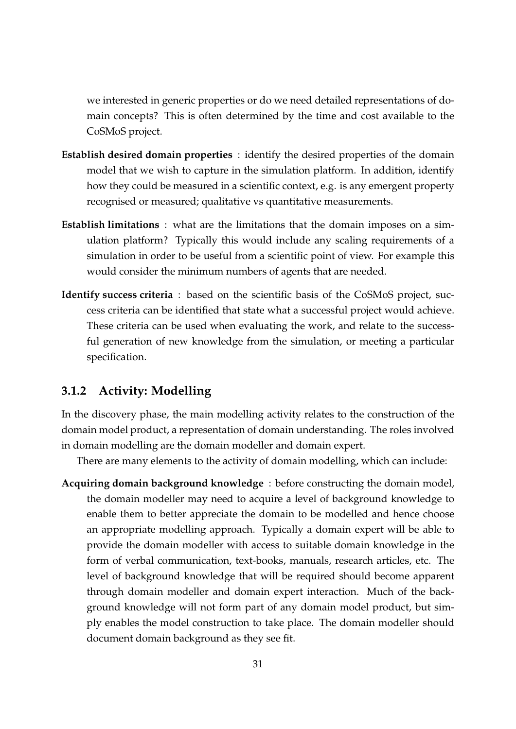we interested in generic properties or do we need detailed representations of domain concepts? This is often determined by the time and cost available to the CoSMoS project.

**Establish desired domain properties** : identify the desired properties of the domain model that we wish to capture in the simulation platform. In addition, identify how they could be measured in a scientific context, e.g. is any emergent property recognised or measured; qualitative vs quantitative measurements.

**Establish limitations** : what are the limitations that the domain imposes on a simulation platform? Typically this would include any scaling requirements of a simulation in order to be useful from a scientific point of view. For example this would consider the minimum numbers of agents that are needed.

**Identify success criteria** : based on the scientific basis of the CoSMoS project, success criteria can be identified that state what a successful project would achieve. These criteria can be used when evaluating the work, and relate to the successful generation of new knowledge from the simulation, or meeting a particular specification.

### 3.1.2 Activity: Modelling

In the discovery phase, the main modelling activity relates to the construction of the domain model product, a representation of domain understanding. The roles involved in domain modelling are the domain modeller and domain expert.

There are many elements to the activity of domain modelling, which can include:

**Acquiring domain background knowledge** : before constructing the domain model, the domain modeller may need to acquire a level of background knowledge to enable them to better appreciate the domain to be modelled and hence choose an appropriate modelling approach. Typically a domain expert will be able to provide the domain modeller with access to suitable domain knowledge in the form of verbal communication, text-books, manuals, research articles, etc. The level of background knowledge that will be required should become apparent through domain modeller and domain expert interaction. Much of the background knowledge will not form part of any domain model product, but simply enables the model construction to take place. The domain modeller should document domain background as they see fit.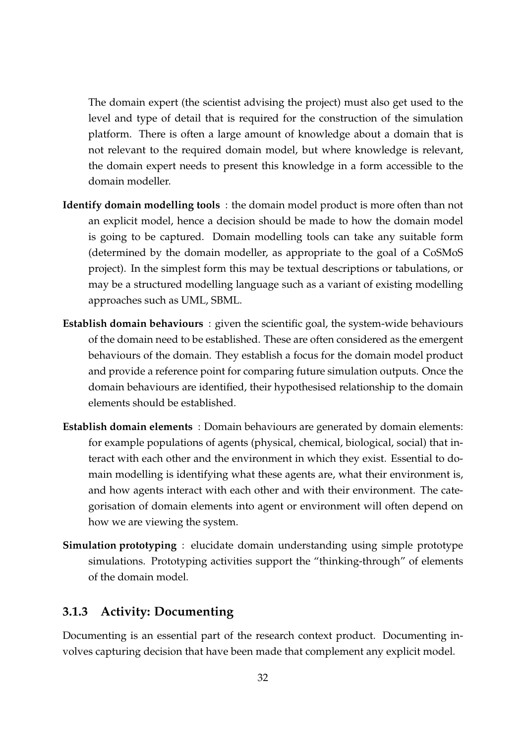The domain expert (the scientist advising the project) must also get used to the level and type of detail that is required for the construction of the simulation platform. There is often a large amount of knowledge about a domain that is not relevant to the required domain model, but where knowledge is relevant, the domain expert needs to present this knowledge in a form accessible to the domain modeller.

**Identify domain modelling tools** : the domain model product is more often than not an explicit model, hence a decision should be made to how the domain model is going to be captured. Domain modelling tools can take any suitable form (determined by the domain modeller, as appropriate to the goal of a CoSMoS project). In the simplest form this may be textual descriptions or tabulations, or may be a structured modelling language such as a variant of existing modelling approaches such as UML, SBML.

**Establish domain behaviours** : given the scientific goal, the system-wide behaviours of the domain need to be established. These are often considered as the emergent behaviours of the domain. They establish a focus for the domain model product and provide a reference point for comparing future simulation outputs. Once the domain behaviours are identified, their hypothesised relationship to the domain elements should be established.

**Establish domain elements** : Domain behaviours are generated by domain elements: for example populations of agents (physical, chemical, biological, social) that interact with each other and the environment in which they exist. Essential to domain modelling is identifying what these agents are, what their environment is, and how agents interact with each other and with their environment. The categorisation of domain elements into agent or environment will often depend on how we are viewing the system.

**Simulation prototyping** : elucidate domain understanding using simple prototype simulations. Prototyping activities support the "thinking-through" of elements of the domain model.

### 3.1.3 Activity: Documenting

Documenting is an essential part of the research context product. Documenting involves capturing decision that have been made that complement any explicit model.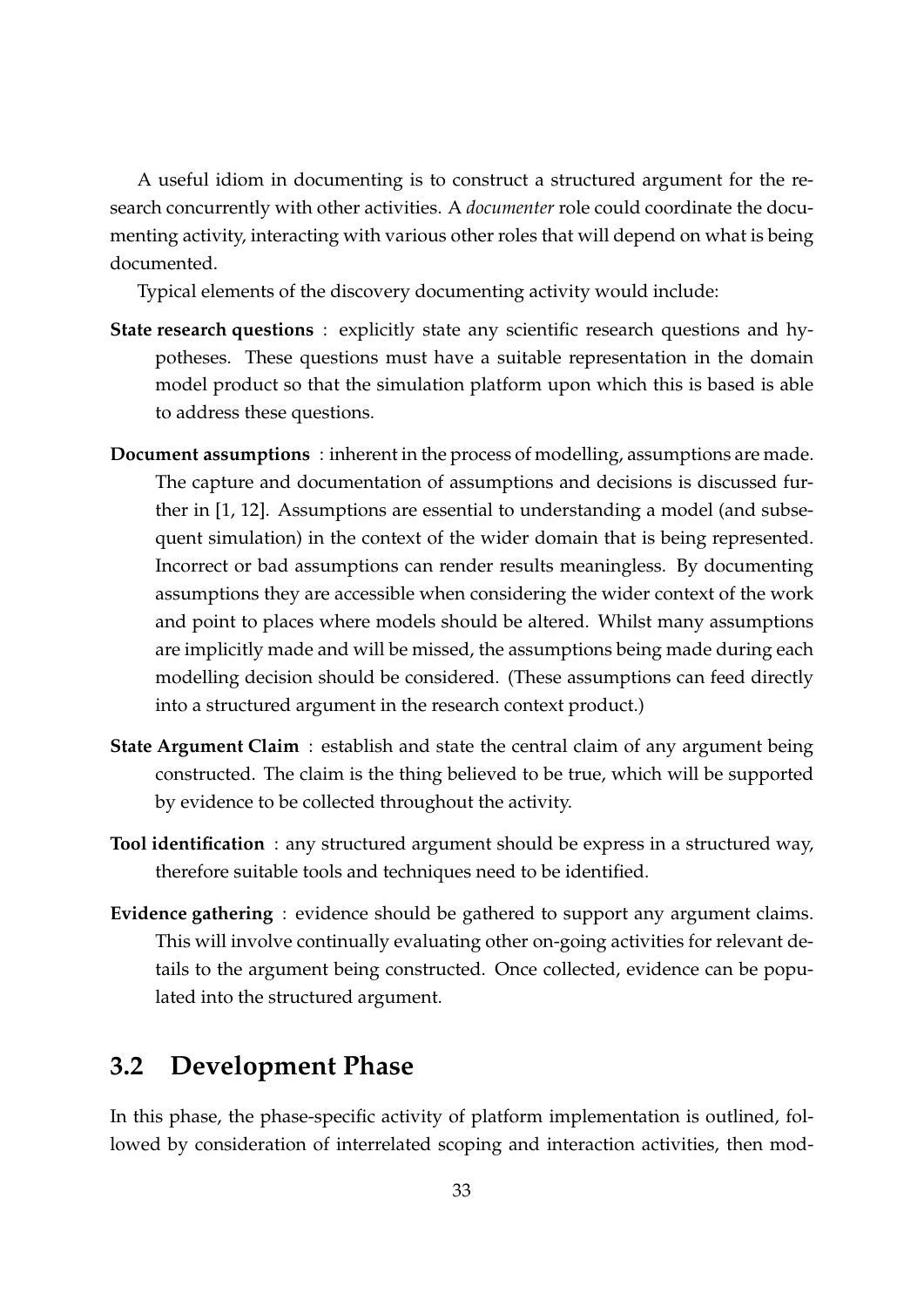A useful idiom in documenting is to construct a structured argument for the research concurrently with other activities. A *documenter* role could coordinate the documenting activity, interacting with various other roles that will depend on what is being documented.

Typical elements of the discovery documenting activity would include:

**State research questions** : explicitly state any scientific research questions and hypotheses. These questions must have a suitable representation in the domain model product so that the simulation platform upon which this is based is able to address these questions.

**Document assumptions** : inherent in the process of modelling, assumptions are made. The capture and documentation of assumptions and decisions is discussed further in [1, 12]. Assumptions are essential to understanding a model (and subsequent simulation) in the context of the wider domain that is being represented. Incorrect or bad assumptions can render results meaningless. By documenting assumptions they are accessible when considering the wider context of the work and point to places where models should be altered. Whilst many assumptions are implicitly made and will be missed, the assumptions being made during each modelling decision should be considered. (These assumptions can feed directly into a structured argument in the research context product.)

**State Argument Claim** : establish and state the central claim of any argument being constructed. The claim is the thing believed to be true, which will be supported by evidence to be collected throughout the activity.

**Tool identification** : any structured argument should be express in a structured way, therefore suitable tools and techniques need to be identified.

**Evidence gathering** : evidence should be gathered to support any argument claims. This will involve continually evaluating other on-going activities for relevant details to the argument being constructed. Once collected, evidence can be populated into the structured argument.

## 3.2 Development Phase

In this phase, the phase-specific activity of platform implementation is outlined, followed by consideration of interrelated scoping and interaction activities, then mod-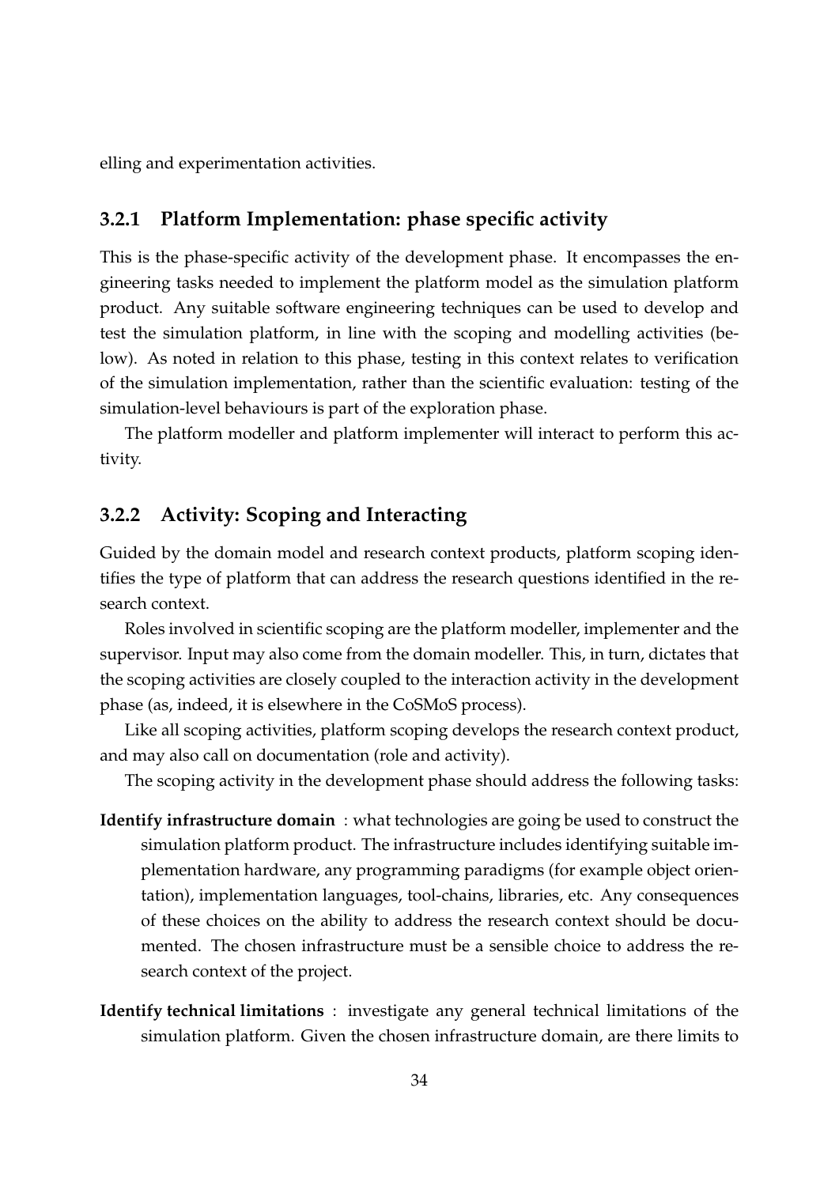elling and experimentation activities.

### 3.2.1 Platform Implementation: phase specific activity

This is the phase-specific activity of the development phase. It encompasses the engineering tasks needed to implement the platform model as the simulation platform product. Any suitable software engineering techniques can be used to develop and test the simulation platform, in line with the scoping and modelling activities (below). As noted in relation to this phase, testing in this context relates to verification of the simulation implementation, rather than the scientific evaluation: testing of the simulation-level behaviours is part of the exploration phase.

The platform modeller and platform implementer will interact to perform this activity.

### 3.2.2 Activity: Scoping and Interacting

Guided by the domain model and research context products, platform scoping identifies the type of platform that can address the research questions identified in the research context.

Roles involved in scientific scoping are the platform modeller, implementer and the supervisor. Input may also come from the domain modeller. This, in turn, dictates that the scoping activities are closely coupled to the interaction activity in the development phase (as, indeed, it is elsewhere in the CoSMoS process).

Like all scoping activities, platform scoping develops the research context product, and may also call on documentation (role and activity).

The scoping activity in the development phase should address the following tasks:

**Identify infrastructure domain** : what technologies are going be used to construct the simulation platform product. The infrastructure includes identifying suitable implementation hardware, any programming paradigms (for example object orientation), implementation languages, tool-chains, libraries, etc. Any consequences of these choices on the ability to address the research context should be documented. The chosen infrastructure must be a sensible choice to address the research context of the project.

**Identify technical limitations** : investigate any general technical limitations of the simulation platform. Given the chosen infrastructure domain, are there limits to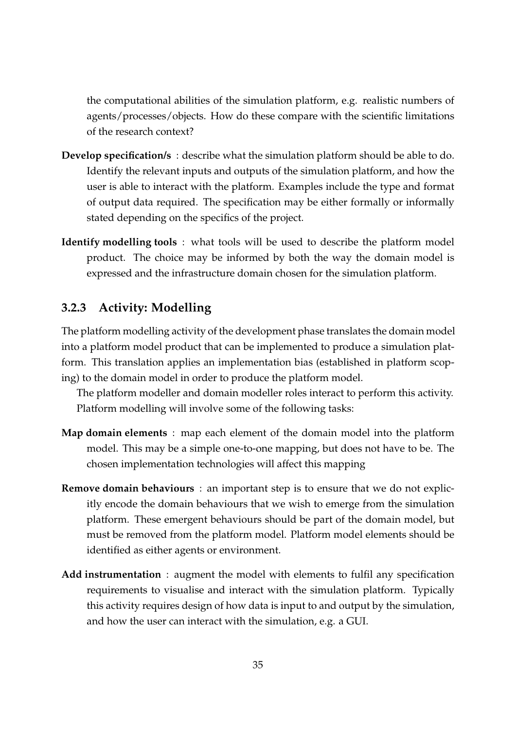the computational abilities of the simulation platform, e.g. realistic numbers of agents/processes/objects. How do these compare with the scientific limitations of the research context?

**Develop specification/s** : describe what the simulation platform should be able to do. Identify the relevant inputs and outputs of the simulation platform, and how the user is able to interact with the platform. Examples include the type and format of output data required. The specification may be either formally or informally stated depending on the specifics of the project.

**Identify modelling tools** : what tools will be used to describe the platform model product. The choice may be informed by both the way the domain model is expressed and the infrastructure domain chosen for the simulation platform.

### 3.2.3 Activity: Modelling

The platform modelling activity of the development phase translates the domain model into a platform model product that can be implemented to produce a simulation platform. This translation applies an implementation bias (established in platform scoping) to the domain model in order to produce the platform model.

The platform modeller and domain modeller roles interact to perform this activity. Platform modelling will involve some of the following tasks:

**Map domain elements** : map each element of the domain model into the platform model. This may be a simple one-to-one mapping, but does not have to be. The chosen implementation technologies will affect this mapping

**Remove domain behaviours** : an important step is to ensure that we do not explicitly encode the domain behaviours that we wish to emerge from the simulation platform. These emergent behaviours should be part of the domain model, but must be removed from the platform model. Platform model elements should be identified as either agents or environment.

**Add instrumentation** : augment the model with elements to fulfil any specification requirements to visualise and interact with the simulation platform. Typically this activity requires design of how data is input to and output by the simulation, and how the user can interact with the simulation, e.g. a GUI.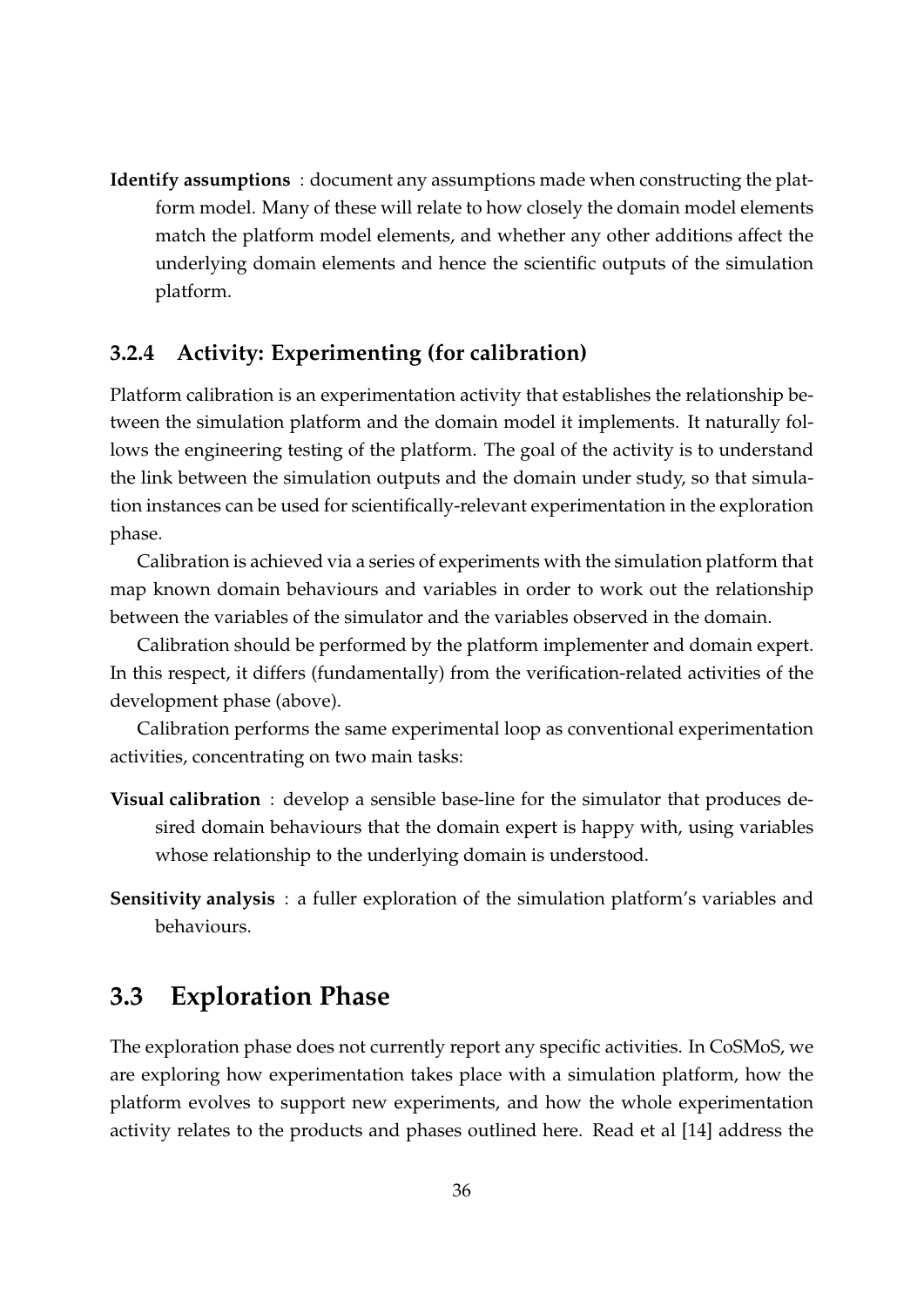**Identify assumptions** : document any assumptions made when constructing the platform model. Many of these will relate to how closely the domain model elements match the platform model elements, and whether any other additions affect the underlying domain elements and hence the scientific outputs of the simulation platform.

### 3.2.4 Activity: Experimenting (for calibration)

Platform calibration is an experimentation activity that establishes the relationship between the simulation platform and the domain model it implements. It naturally follows the engineering testing of the platform. The goal of the activity is to understand the link between the simulation outputs and the domain under study, so that simulation instances can be used for scientifically-relevant experimentation in the exploration phase.

Calibration is achieved via a series of experiments with the simulation platform that map known domain behaviours and variables in order to work out the relationship between the variables of the simulator and the variables observed in the domain.

Calibration should be performed by the platform implementer and domain expert. In this respect, it differs (fundamentally) from the verification-related activities of the development phase (above).

Calibration performs the same experimental loop as conventional experimentation activities, concentrating on two main tasks:

**Visual calibration** : develop a sensible base-line for the simulator that produces desired domain behaviours that the domain expert is happy with, using variables whose relationship to the underlying domain is understood.

**Sensitivity analysis** : a fuller exploration of the simulation platform's variables and behaviours.

## 3.3 Exploration Phase

The exploration phase does not currently report any specific activities. In CoSMoS, we are exploring how experimentation takes place with a simulation platform, how the platform evolves to support new experiments, and how the whole experimentation activity relates to the products and phases outlined here. Read et al [14] address the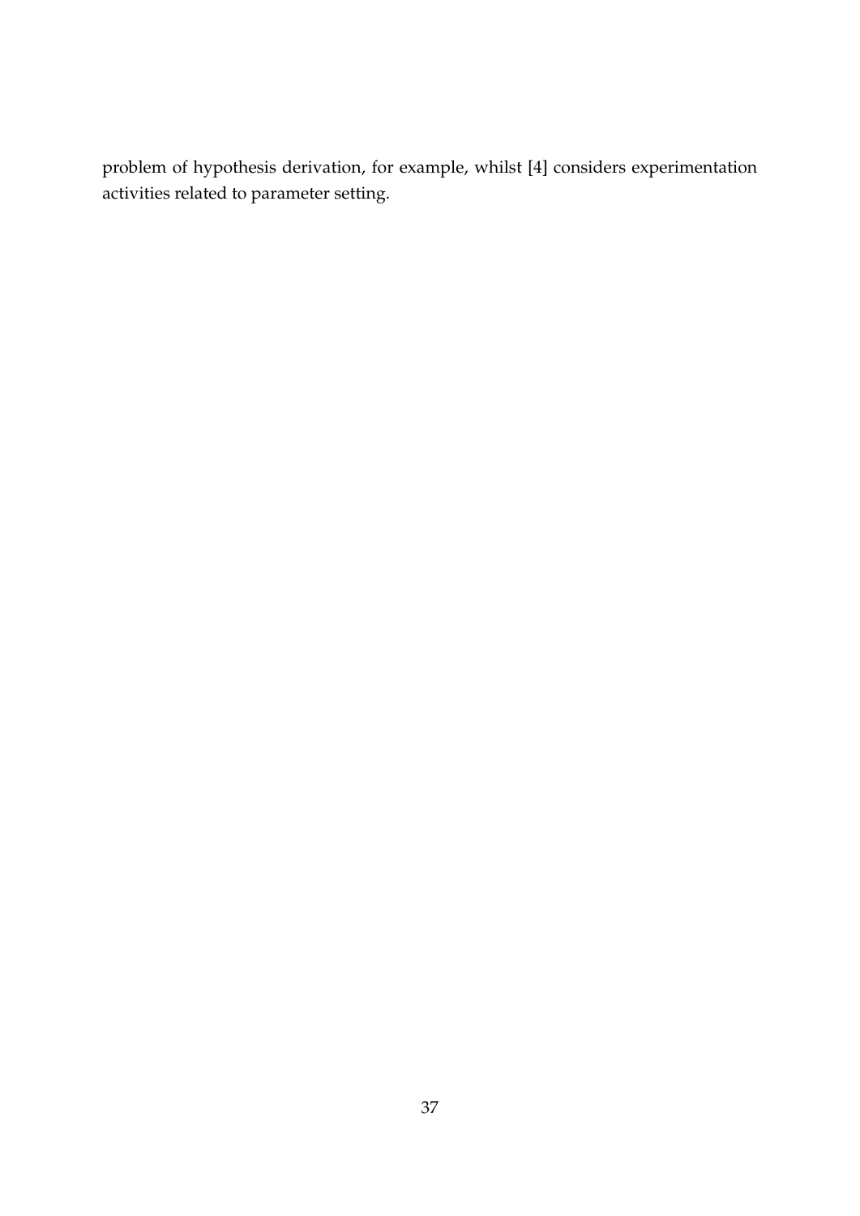problem of hypothesis derivation, for example, whilst [4] considers experimentation activities related to parameter setting.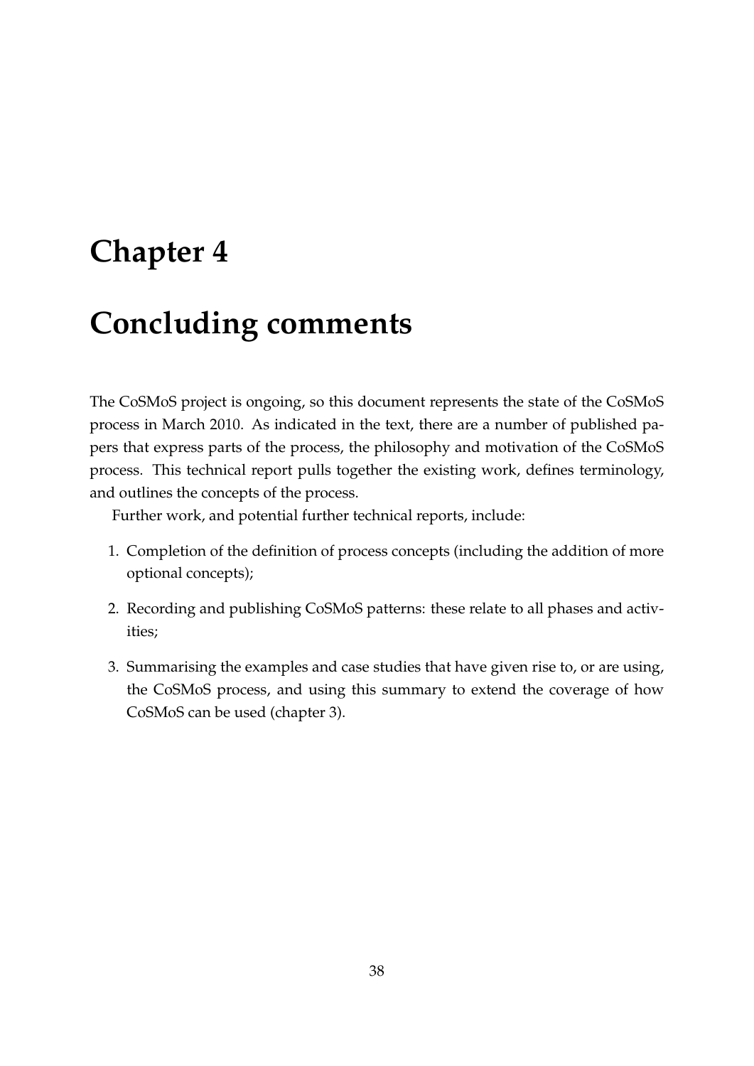# Chapter 4

# Concluding comments

The CoSMoS project is ongoing, so this document represents the state of the CoSMoS process in March 2010. As indicated in the text, there are a number of published papers that express parts of the process, the philosophy and motivation of the CoSMoS process. This technical report pulls together the existing work, defines terminology, and outlines the concepts of the process.

Further work, and potential further technical reports, include:

1. Completion of the definition of process concepts (including the addition of more optional concepts);
2. Recording and publishing CoSMoS patterns: these relate to all phases and activities;
3. Summarising the examples and case studies that have given rise to, or are using, the CoSMoS process, and using this summary to extend the coverage of how CoSMoS can be used (chapter 3).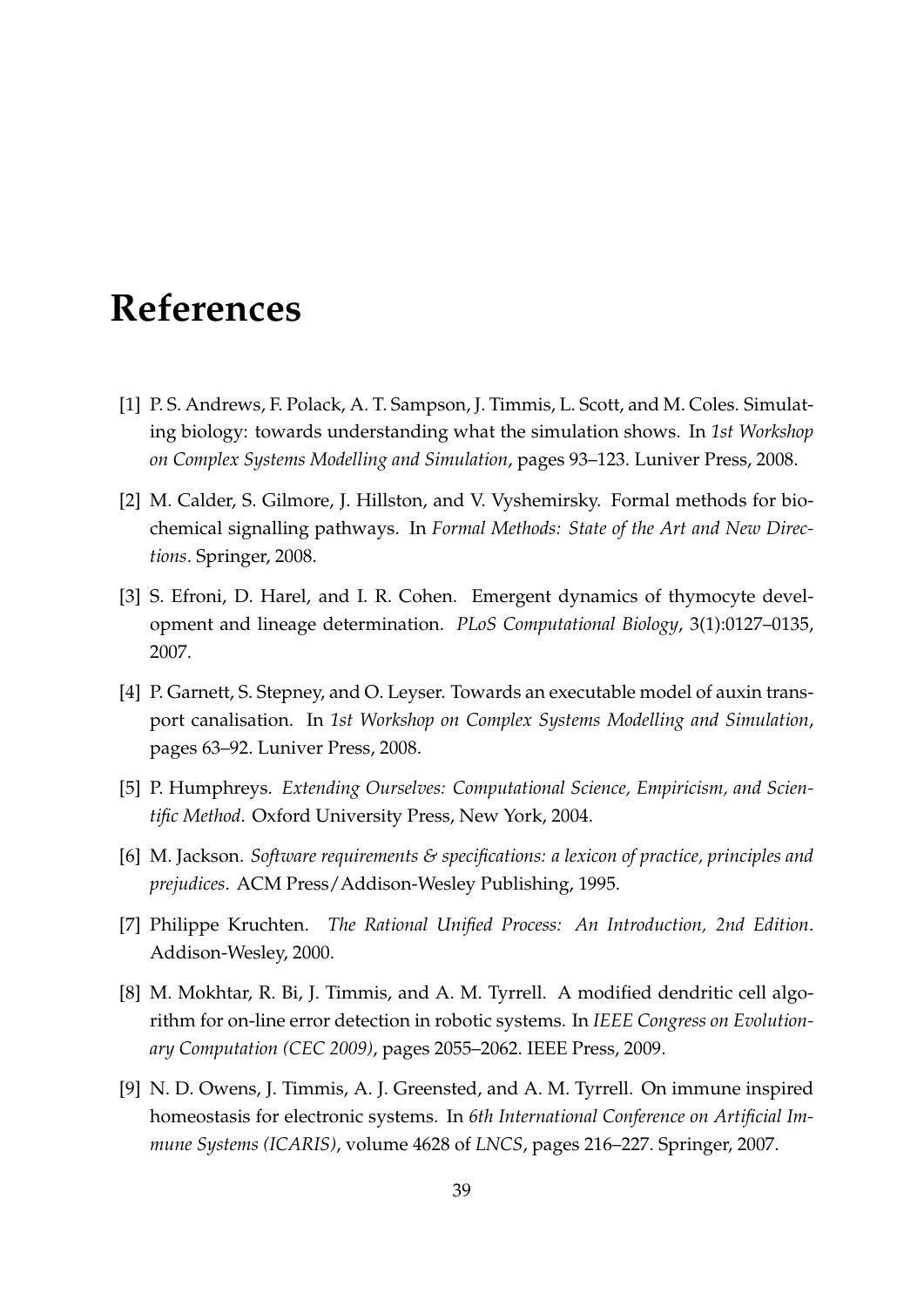# References

[1] P. S. Andrews, F. Polack, A. T. Sampson, J. Timmis, L. Scott, and M. Coles. Simulating biology: towards understanding what the simulation shows. In *1st Workshop on Complex Systems Modelling and Simulation*, pages 93–123. Luniver Press, 2008.

[2] M. Calder, S. Gilmore, J. Hillston, and V. Vyshemirsky. Formal methods for biochemical signalling pathways. In *Formal Methods: State of the Art and New Directions*. Springer, 2008.

[3] S. Efroni, D. Harel, and I. R. Cohen. Emergent dynamics of thymocyte development and lineage determination. *PLoS Computational Biology*, 3(1):0127–0135, 2007.

[4] P. Garnett, S. Stepney, and O. Leyser. Towards an executable model of auxin transport canalisation. In *1st Workshop on Complex Systems Modelling and Simulation*, pages 63–92. Luniver Press, 2008.

[5] P. Humphreys. *Extending Ourselves: Computational Science, Empiricism, and Scientific Method*. Oxford University Press, New York, 2004.

[6] M. Jackson. *Software requirements & specifications: a lexicon of practice, principles and prejudices*. ACM Press/Addison-Wesley Publishing, 1995.

[7] Philippe Kruchten. *The Rational Unified Process: An Introduction, 2nd Edition*. Addison-Wesley, 2000.

[8] M. Mokhtar, R. Bi, J. Timmis, and A. M. Tyrrell. A modified dendritic cell algorithm for on-line error detection in robotic systems. In *IEEE Congress on Evolutionary Computation (CEC 2009)*, pages 2055–2062. IEEE Press, 2009.

[9] N. D. Owens, J. Timmis, A. J. Greensted, and A. M. Tyrrell. On immune inspired homeostasis for electronic systems. In *6th International Conference on Artificial Immune Systems (ICARIS)*, volume 4628 of *LNCS*, pages 216–227. Springer, 2007.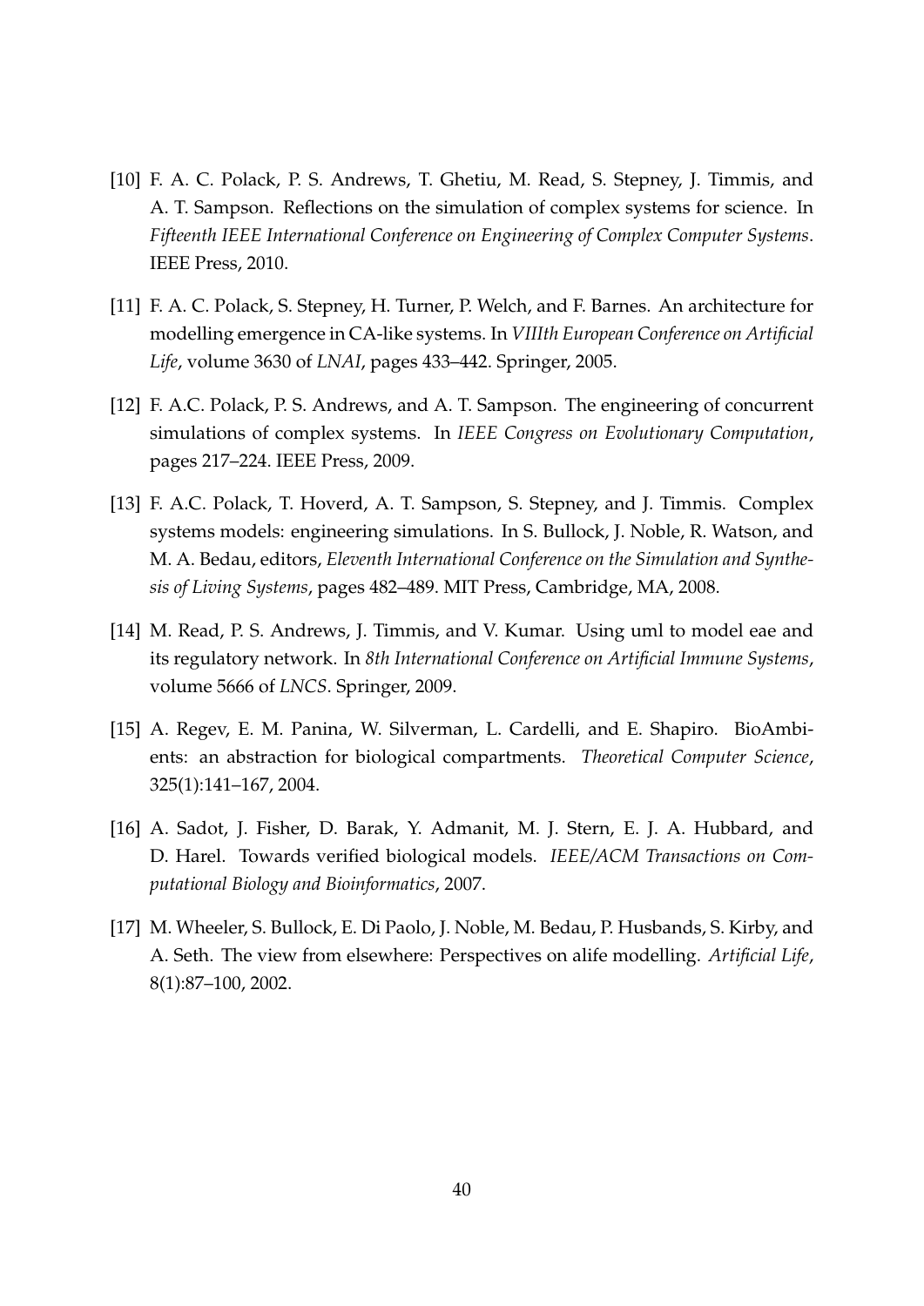[10] F. A. C. Polack, P. S. Andrews, T. Ghetiu, M. Read, S. Stepney, J. Timmis, and A. T. Sampson. Reflections on the simulation of complex systems for science. In *Fifteenth IEEE International Conference on Engineering of Complex Computer Systems*. IEEE Press, 2010.

[11] F. A. C. Polack, S. Stepney, H. Turner, P. Welch, and F. Barnes. An architecture for modelling emergence in CA-like systems. In *VIIIth European Conference on Artificial Life*, volume 3630 of *LNAI*, pages 433–442. Springer, 2005.

[12] F. A.C. Polack, P. S. Andrews, and A. T. Sampson. The engineering of concurrent simulations of complex systems. In *IEEE Congress on Evolutionary Computation*, pages 217–224. IEEE Press, 2009.

[13] F. A.C. Polack, T. Hoverd, A. T. Sampson, S. Stepney, and J. Timmis. Complex systems models: engineering simulations. In S. Bullock, J. Noble, R. Watson, and M. A. Bedau, editors, *Eleventh International Conference on the Simulation and Synthesis of Living Systems*, pages 482–489. MIT Press, Cambridge, MA, 2008.

[14] M. Read, P. S. Andrews, J. Timmis, and V. Kumar. Using uml to model eae and its regulatory network. In *8th International Conference on Artificial Immune Systems*, volume 5666 of *LNCS*. Springer, 2009.

[15] A. Regev, E. M. Panina, W. Silverman, L. Cardelli, and E. Shapiro. BioAmbients: an abstraction for biological compartments. *Theoretical Computer Science*, 325(1):141–167, 2004.

[16] A. Sadot, J. Fisher, D. Barak, Y. Admanit, M. J. Stern, E. J. A. Hubbard, and D. Harel. Towards verified biological models. *IEEE/ACM Transactions on Computational Biology and Bioinformatics*, 2007.

[17] M. Wheeler, S. Bullock, E. Di Paolo, J. Noble, M. Bedau, P. Husbands, S. Kirby, and A. Seth. The view from elsewhere: Perspectives on alife modelling. *Artificial Life*, 8(1):87–100, 2002.